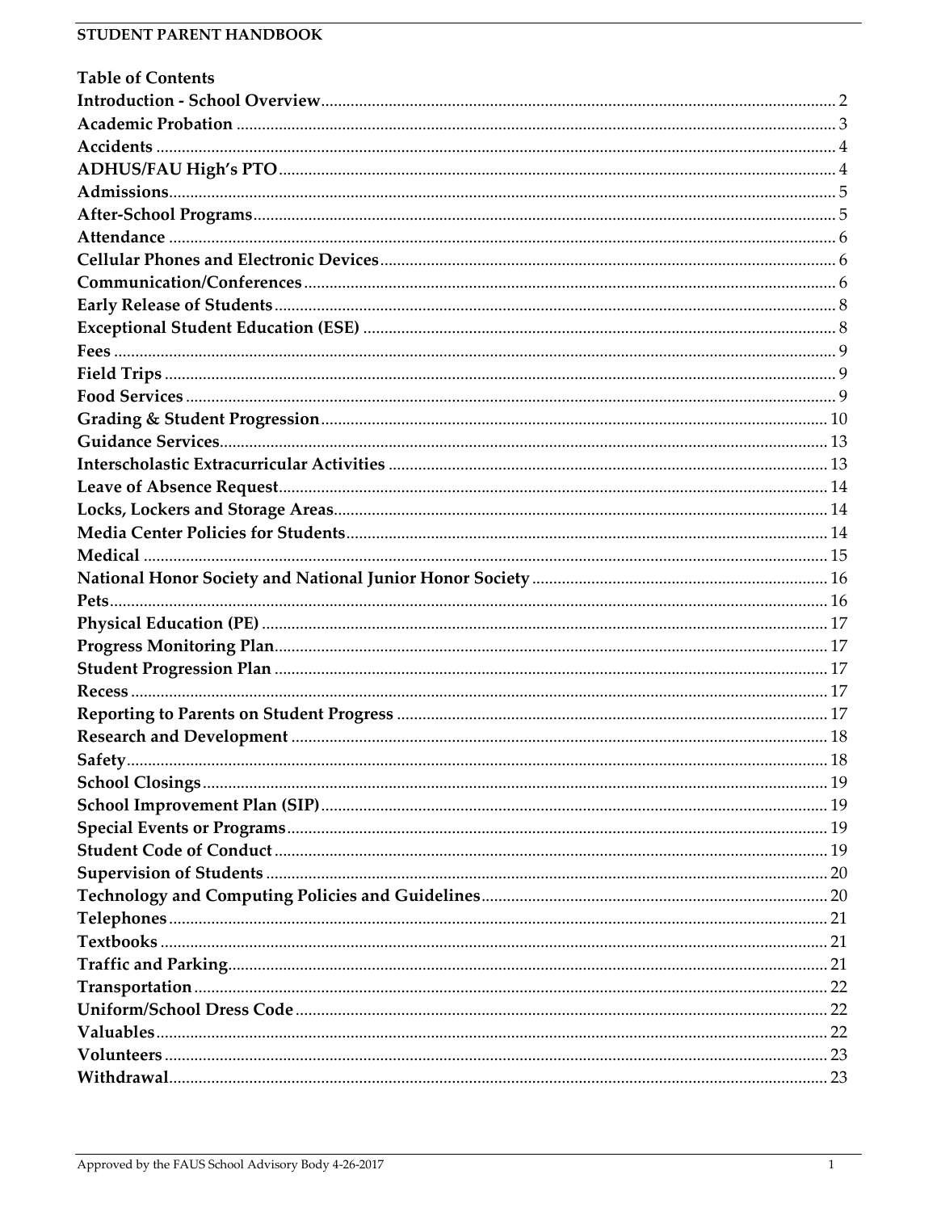# STUDENT PARENT HANDBOOK

## Table of Contents

**Introduction - School Overview** ........ 2
**Academic Probation** ........ 3
**Accidents** ........ 4
**ADHUS/FAU High's PTO** ........ 4
**Admissions** ........ 5
**After-School Programs** ........ 5
**Attendance** ........ 6
**Cellular Phones and Electronic Devices** ........ 6
**Communication/Conferences** ........ 6
**Early Release of Students** ........ 8
**Exceptional Student Education (ESE)** ........ 8
**Fees** ........ 9
**Field Trips** ........ 9
**Food Services** ........ 9
**Grading & Student Progression** ........ 10
**Guidance Services** ........ 13
**Interscholastic Extracurricular Activities** ........ 13
**Leave of Absence Request** ........ 14
**Locks, Lockers and Storage Areas** ........ 14
**Media Center Policies for Students** ........ 14
**Medical** ........ 15
**National Honor Society and National Junior Honor Society** ........ 16
**Pets** ........ 16
**Physical Education (PE)** ........ 17
**Progress Monitoring Plan** ........ 17
**Student Progression Plan** ........ 17
**Recess** ........ 17
**Reporting to Parents on Student Progress** ........ 17
**Research and Development** ........ 18
**Safety** ........ 18
**School Closings** ........ 19
**School Improvement Plan (SIP)** ........ 19
**Special Events or Programs** ........ 19
**Student Code of Conduct** ........ 19
**Supervision of Students** ........ 20
**Technology and Computing Policies and Guidelines** ........ 20
**Telephones** ........ 21
**Textbooks** ........ 21
**Traffic and Parking** ........ 21
**Transportation** ........ 22
**Uniform/School Dress Code** ........ 22
**Valuables** ........ 22
**Volunteers** ........ 23
**Withdrawal** ........ 23

Approved by the FAUS School Advisory Body 4-26-2017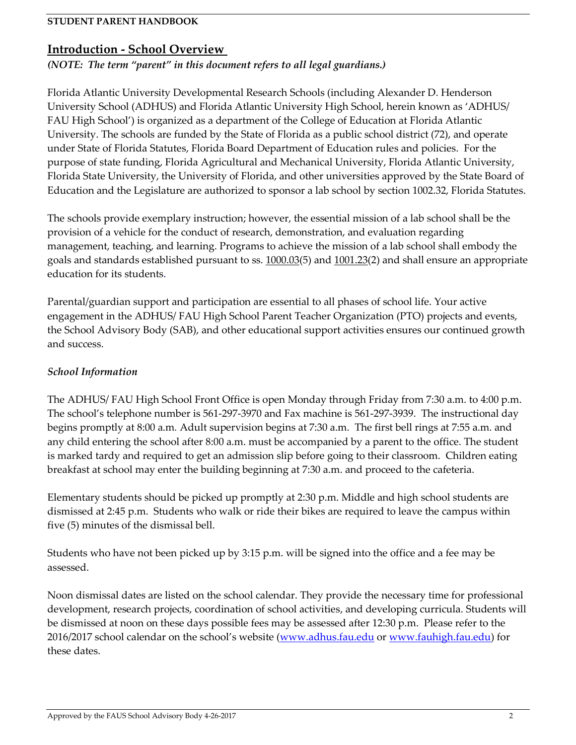## Introduction - School Overview

*(NOTE: The term "parent" in this document refers to all legal guardians.)*

Florida Atlantic University Developmental Research Schools (including Alexander D. Henderson University School (ADHUS) and Florida Atlantic University High School, herein known as 'ADHUS/ FAU High School') is organized as a department of the College of Education at Florida Atlantic University. The schools are funded by the State of Florida as a public school district (72), and operate under State of Florida Statutes, Florida Board Department of Education rules and policies. For the purpose of state funding, Florida Agricultural and Mechanical University, Florida Atlantic University, Florida State University, the University of Florida, and other universities approved by the State Board of Education and the Legislature are authorized to sponsor a lab school by section 1002.32, Florida Statutes.

The schools provide exemplary instruction; however, the essential mission of a lab school shall be the provision of a vehicle for the conduct of research, demonstration, and evaluation regarding management, teaching, and learning. Programs to achieve the mission of a lab school shall embody the goals and standards established pursuant to ss. 1000.03(5) and 1001.23(2) and shall ensure an appropriate education for its students.

Parental/guardian support and participation are essential to all phases of school life. Your active engagement in the ADHUS/ FAU High School Parent Teacher Organization (PTO) projects and events, the School Advisory Body (SAB), and other educational support activities ensures our continued growth and success.

### *School Information*

The ADHUS/ FAU High School Front Office is open Monday through Friday from 7:30 a.m. to 4:00 p.m. The school's telephone number is 561-297-3970 and Fax machine is 561-297-3939. The instructional day begins promptly at 8:00 a.m. Adult supervision begins at 7:30 a.m. The first bell rings at 7:55 a.m. and any child entering the school after 8:00 a.m. must be accompanied by a parent to the office. The student is marked tardy and required to get an admission slip before going to their classroom. Children eating breakfast at school may enter the building beginning at 7:30 a.m. and proceed to the cafeteria.

Elementary students should be picked up promptly at 2:30 p.m. Middle and high school students are dismissed at 2:45 p.m. Students who walk or ride their bikes are required to leave the campus within five (5) minutes of the dismissal bell.

Students who have not been picked up by 3:15 p.m. will be signed into the office and a fee may be assessed.

Noon dismissal dates are listed on the school calendar. They provide the necessary time for professional development, research projects, coordination of school activities, and developing curricula. Students will be dismissed at noon on these days possible fees may be assessed after 12:30 p.m. Please refer to the 2016/2017 school calendar on the school's website (www.adhus.fau.edu or www.fauhigh.fau.edu) for these dates.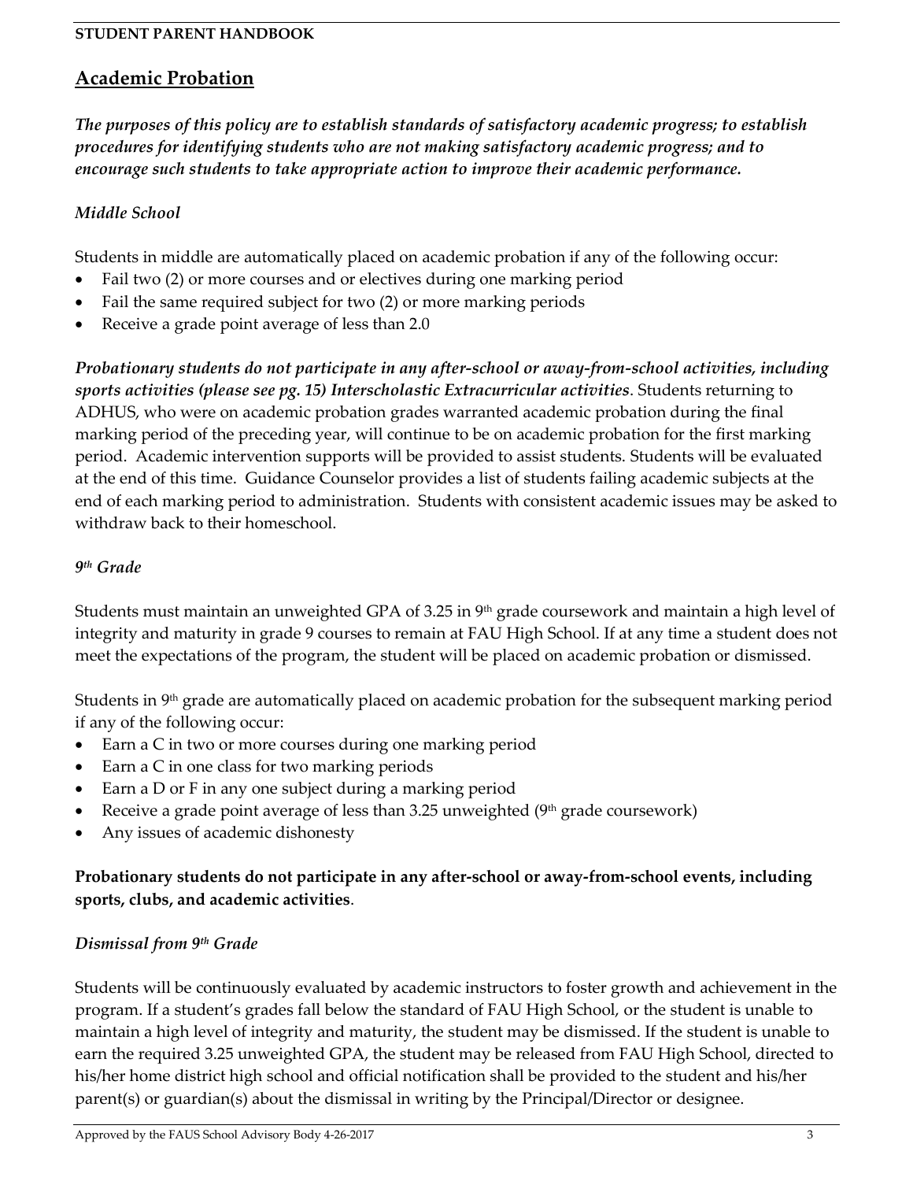## Academic Probation

***The purposes of this policy are to establish standards of satisfactory academic progress; to establish procedures for identifying students who are not making satisfactory academic progress; and to encourage such students to take appropriate action to improve their academic performance.***

### *Middle School*

Students in middle are automatically placed on academic probation if any of the following occur:

- Fail two (2) or more courses and or electives during one marking period
- Fail the same required subject for two (2) or more marking periods
- Receive a grade point average of less than 2.0

***Probationary students do not participate in any after-school or away-from-school activities, including sports activities (please see pg. 15) Interscholastic Extracurricular activities***. Students returning to ADHUS, who were on academic probation grades warranted academic probation during the final marking period of the preceding year, will continue to be on academic probation for the first marking period. Academic intervention supports will be provided to assist students. Students will be evaluated at the end of this time. Guidance Counselor provides a list of students failing academic subjects at the end of each marking period to administration. Students with consistent academic issues may be asked to withdraw back to their homeschool.

### *9th Grade*

Students must maintain an unweighted GPA of 3.25 in 9th grade coursework and maintain a high level of integrity and maturity in grade 9 courses to remain at FAU High School. If at any time a student does not meet the expectations of the program, the student will be placed on academic probation or dismissed.

Students in 9th grade are automatically placed on academic probation for the subsequent marking period if any of the following occur:

- Earn a C in two or more courses during one marking period
- Earn a C in one class for two marking periods
- Earn a D or F in any one subject during a marking period
- Receive a grade point average of less than 3.25 unweighted (9th grade coursework)
- Any issues of academic dishonesty

**Probationary students do not participate in any after-school or away-from-school events, including sports, clubs, and academic activities**.

### *Dismissal from 9th Grade*

Students will be continuously evaluated by academic instructors to foster growth and achievement in the program. If a student's grades fall below the standard of FAU High School, or the student is unable to maintain a high level of integrity and maturity, the student may be dismissed. If the student is unable to earn the required 3.25 unweighted GPA, the student may be released from FAU High School, directed to his/her home district high school and official notification shall be provided to the student and his/her parent(s) or guardian(s) about the dismissal in writing by the Principal/Director or designee.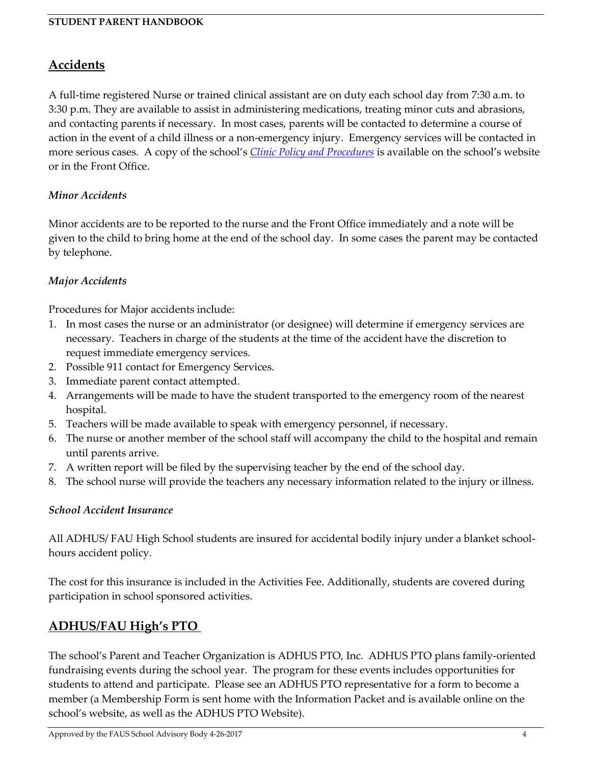## Accidents

A full-time registered Nurse or trained clinical assistant are on duty each school day from 7:30 a.m. to 3:30 p.m. They are available to assist in administering medications, treating minor cuts and abrasions, and contacting parents if necessary. In most cases, parents will be contacted to determine a course of action in the event of a child illness or a non-emergency injury. Emergency services will be contacted in more serious cases. A copy of the school's *Clinic Policy and Procedures* is available on the school's website or in the Front Office.

### *Minor Accidents*

Minor accidents are to be reported to the nurse and the Front Office immediately and a note will be given to the child to bring home at the end of the school day. In some cases the parent may be contacted by telephone.

### *Major Accidents*

Procedures for Major accidents include:

1. In most cases the nurse or an administrator (or designee) will determine if emergency services are necessary. Teachers in charge of the students at the time of the accident have the discretion to request immediate emergency services.
2. Possible 911 contact for Emergency Services.
3. Immediate parent contact attempted.
4. Arrangements will be made to have the student transported to the emergency room of the nearest hospital.
5. Teachers will be made available to speak with emergency personnel, if necessary.
6. The nurse or another member of the school staff will accompany the child to the hospital and remain until parents arrive.
7. A written report will be filed by the supervising teacher by the end of the school day.
8. The school nurse will provide the teachers any necessary information related to the injury or illness.

### *School Accident Insurance*

All ADHUS/ FAU High School students are insured for accidental bodily injury under a blanket school-hours accident policy.

The cost for this insurance is included in the Activities Fee. Additionally, students are covered during participation in school sponsored activities.

## ADHUS/FAU High's PTO

The school's Parent and Teacher Organization is ADHUS PTO, Inc. ADHUS PTO plans family-oriented fundraising events during the school year. The program for these events includes opportunities for students to attend and participate. Please see an ADHUS PTO representative for a form to become a member (a Membership Form is sent home with the Information Packet and is available online on the school's website, as well as the ADHUS PTO Website).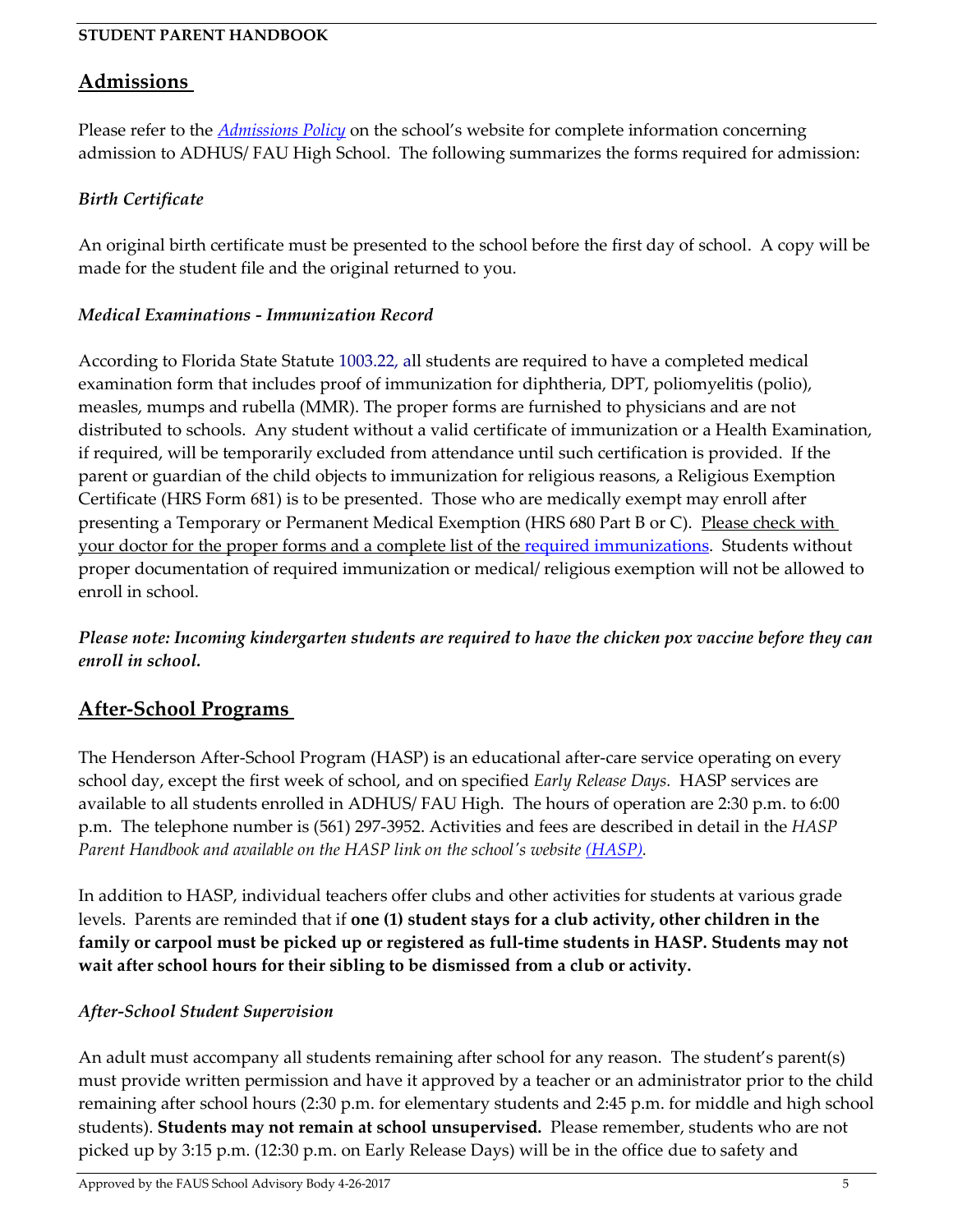## Admissions

Please refer to the *Admissions Policy* on the school's website for complete information concerning admission to ADHUS/ FAU High School. The following summarizes the forms required for admission:

### *Birth Certificate*

An original birth certificate must be presented to the school before the first day of school. A copy will be made for the student file and the original returned to you.

### *Medical Examinations - Immunization Record*

According to Florida State Statute 1003.22, all students are required to have a completed medical examination form that includes proof of immunization for diphtheria, DPT, poliomyelitis (polio), measles, mumps and rubella (MMR). The proper forms are furnished to physicians and are not distributed to schools. Any student without a valid certificate of immunization or a Health Examination, if required, will be temporarily excluded from attendance until such certification is provided. If the parent or guardian of the child objects to immunization for religious reasons, a Religious Exemption Certificate (HRS Form 681) is to be presented. Those who are medically exempt may enroll after presenting a Temporary or Permanent Medical Exemption (HRS 680 Part B or C). Please check with your doctor for the proper forms and a complete list of the required immunizations. Students without proper documentation of required immunization or medical/ religious exemption will not be allowed to enroll in school.

***Please note: Incoming kindergarten students are required to have the chicken pox vaccine before they can enroll in school.***

## After-School Programs

The Henderson After-School Program (HASP) is an educational after-care service operating on every school day, except the first week of school, and on specified *Early Release Days.* HASP services are available to all students enrolled in ADHUS/ FAU High. The hours of operation are 2:30 p.m. to 6:00 p.m. The telephone number is (561) 297-3952. Activities and fees are described in detail in the *HASP Parent Handbook and available on the HASP link on the school's website (HASP).*

In addition to HASP, individual teachers offer clubs and other activities for students at various grade levels. Parents are reminded that if **one (1) student stays for a club activity, other children in the family or carpool must be picked up or registered as full-time students in HASP. Students may not wait after school hours for their sibling to be dismissed from a club or activity.**

### *After-School Student Supervision*

An adult must accompany all students remaining after school for any reason. The student's parent(s) must provide written permission and have it approved by a teacher or an administrator prior to the child remaining after school hours (2:30 p.m. for elementary students and 2:45 p.m. for middle and high school students). **Students may not remain at school unsupervised.** Please remember, students who are not picked up by 3:15 p.m. (12:30 p.m. on Early Release Days) will be in the office due to safety and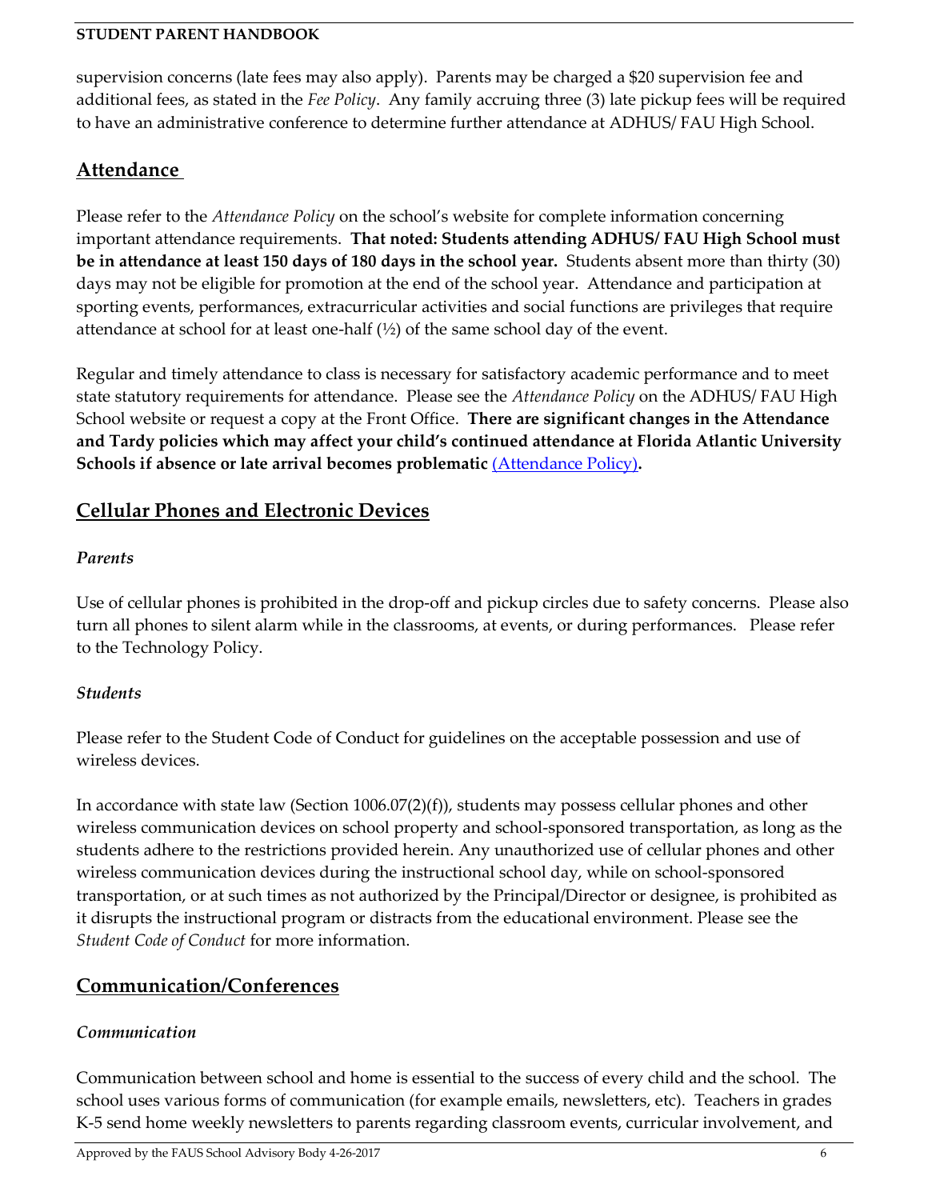supervision concerns (late fees may also apply). Parents may be charged a $20 supervision fee and additional fees, as stated in the *Fee Policy*. Any family accruing three (3) late pickup fees will be required to have an administrative conference to determine further attendance at ADHUS/ FAU High School.

## Attendance

Please refer to the *Attendance Policy* on the school's website for complete information concerning important attendance requirements. **That noted: Students attending ADHUS/ FAU High School must be in attendance at least 150 days of 180 days in the school year.** Students absent more than thirty (30) days may not be eligible for promotion at the end of the school year. Attendance and participation at sporting events, performances, extracurricular activities and social functions are privileges that require attendance at school for at least one-half (½) of the same school day of the event.

Regular and timely attendance to class is necessary for satisfactory academic performance and to meet state statutory requirements for attendance. Please see the *Attendance Policy* on the ADHUS/ FAU High School website or request a copy at the Front Office. **There are significant changes in the Attendance and Tardy policies which may affect your child's continued attendance at Florida Atlantic University Schools if absence or late arrival becomes problematic** [(Attendance Policy)](Attendance Policy)**.**

## Cellular Phones and Electronic Devices

### *Parents*

Use of cellular phones is prohibited in the drop-off and pickup circles due to safety concerns. Please also turn all phones to silent alarm while in the classrooms, at events, or during performances. Please refer to the Technology Policy.

### *Students*

Please refer to the Student Code of Conduct for guidelines on the acceptable possession and use of wireless devices.

In accordance with state law (Section 1006.07(2)(f)), students may possess cellular phones and other wireless communication devices on school property and school-sponsored transportation, as long as the students adhere to the restrictions provided herein. Any unauthorized use of cellular phones and other wireless communication devices during the instructional school day, while on school-sponsored transportation, or at such times as not authorized by the Principal/Director or designee, is prohibited as it disrupts the instructional program or distracts from the educational environment. Please see the *Student Code of Conduct* for more information.

## Communication/Conferences

### *Communication*

Communication between school and home is essential to the success of every child and the school. The school uses various forms of communication (for example emails, newsletters, etc). Teachers in grades K-5 send home weekly newsletters to parents regarding classroom events, curricular involvement, and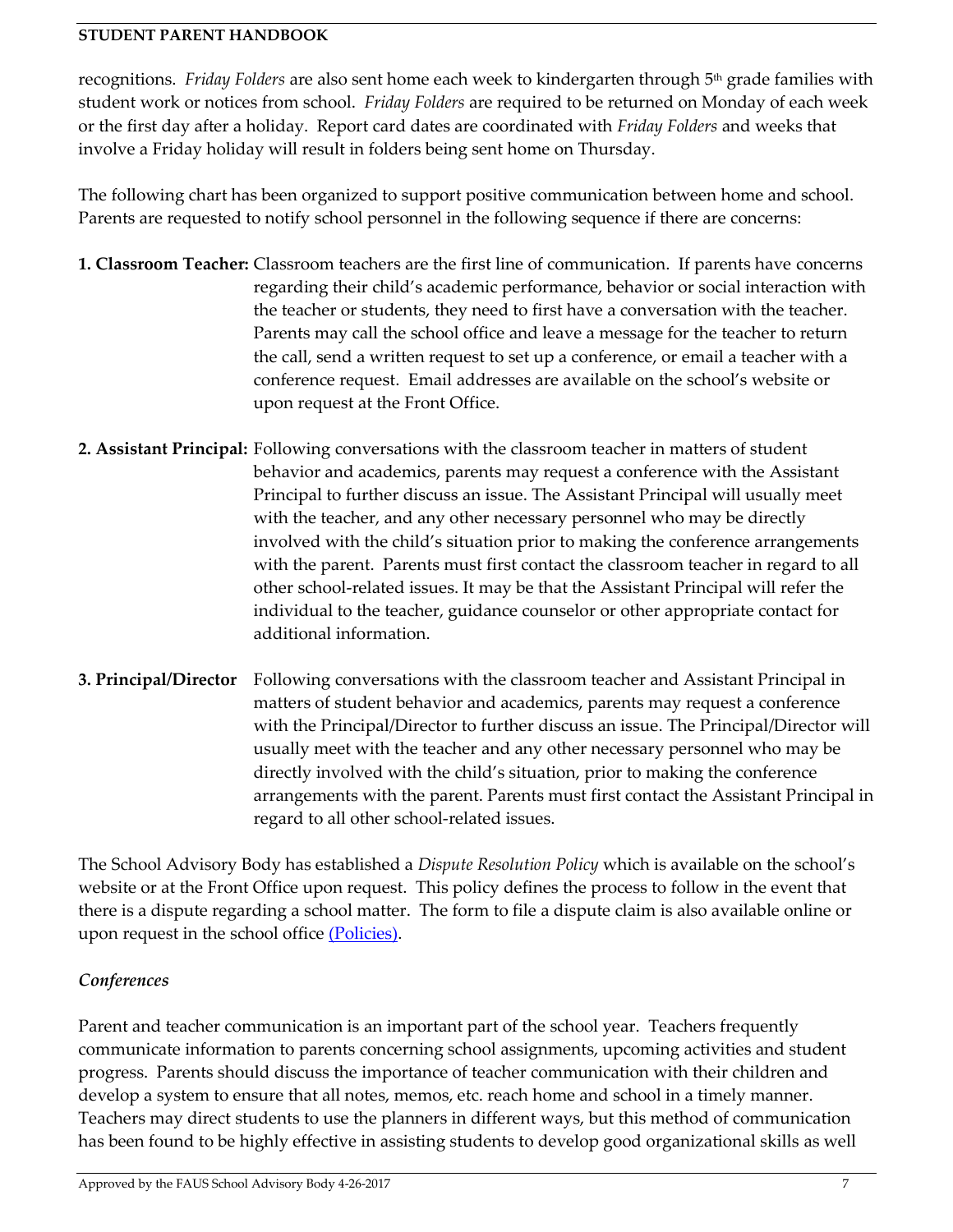recognitions. *Friday Folders* are also sent home each week to kindergarten through 5th grade families with student work or notices from school. *Friday Folders* are required to be returned on Monday of each week or the first day after a holiday. Report card dates are coordinated with *Friday Folders* and weeks that involve a Friday holiday will result in folders being sent home on Thursday.

The following chart has been organized to support positive communication between home and school. Parents are requested to notify school personnel in the following sequence if there are concerns:

**1. Classroom Teacher:** Classroom teachers are the first line of communication. If parents have concerns regarding their child's academic performance, behavior or social interaction with the teacher or students, they need to first have a conversation with the teacher. Parents may call the school office and leave a message for the teacher to return the call, send a written request to set up a conference, or email a teacher with a conference request. Email addresses are available on the school's website or upon request at the Front Office.

**2. Assistant Principal:** Following conversations with the classroom teacher in matters of student behavior and academics, parents may request a conference with the Assistant Principal to further discuss an issue. The Assistant Principal will usually meet with the teacher, and any other necessary personnel who may be directly involved with the child's situation prior to making the conference arrangements with the parent. Parents must first contact the classroom teacher in regard to all other school-related issues. It may be that the Assistant Principal will refer the individual to the teacher, guidance counselor or other appropriate contact for additional information.

**3. Principal/Director** Following conversations with the classroom teacher and Assistant Principal in matters of student behavior and academics, parents may request a conference with the Principal/Director to further discuss an issue. The Principal/Director will usually meet with the teacher and any other necessary personnel who may be directly involved with the child's situation, prior to making the conference arrangements with the parent. Parents must first contact the Assistant Principal in regard to all other school-related issues.

The School Advisory Body has established a *Dispute Resolution Policy* which is available on the school's website or at the Front Office upon request. This policy defines the process to follow in the event that there is a dispute regarding a school matter. The form to file a dispute claim is also available online or upon request in the school office (Policies).

### *Conferences*

Parent and teacher communication is an important part of the school year. Teachers frequently communicate information to parents concerning school assignments, upcoming activities and student progress. Parents should discuss the importance of teacher communication with their children and develop a system to ensure that all notes, memos, etc. reach home and school in a timely manner. Teachers may direct students to use the planners in different ways, but this method of communication has been found to be highly effective in assisting students to develop good organizational skills as well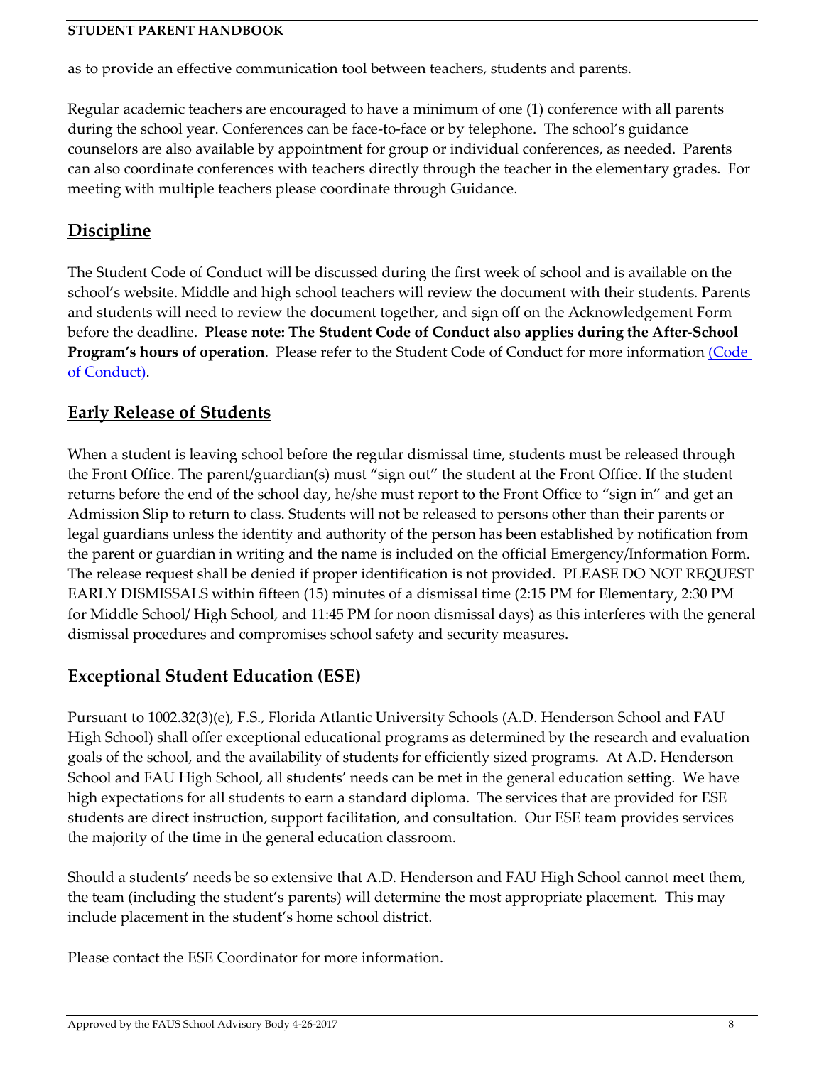as to provide an effective communication tool between teachers, students and parents.

Regular academic teachers are encouraged to have a minimum of one (1) conference with all parents during the school year. Conferences can be face-to-face or by telephone. The school's guidance counselors are also available by appointment for group or individual conferences, as needed. Parents can also coordinate conferences with teachers directly through the teacher in the elementary grades. For meeting with multiple teachers please coordinate through Guidance.

## Discipline

The Student Code of Conduct will be discussed during the first week of school and is available on the school's website. Middle and high school teachers will review the document with their students. Parents and students will need to review the document together, and sign off on the Acknowledgement Form before the deadline. **Please note: The Student Code of Conduct also applies during the After-School Program's hours of operation**. Please refer to the Student Code of Conduct for more information (Code of Conduct).

## Early Release of Students

When a student is leaving school before the regular dismissal time, students must be released through the Front Office. The parent/guardian(s) must "sign out" the student at the Front Office. If the student returns before the end of the school day, he/she must report to the Front Office to "sign in" and get an Admission Slip to return to class. Students will not be released to persons other than their parents or legal guardians unless the identity and authority of the person has been established by notification from the parent or guardian in writing and the name is included on the official Emergency/Information Form. The release request shall be denied if proper identification is not provided. PLEASE DO NOT REQUEST EARLY DISMISSALS within fifteen (15) minutes of a dismissal time (2:15 PM for Elementary, 2:30 PM for Middle School/ High School, and 11:45 PM for noon dismissal days) as this interferes with the general dismissal procedures and compromises school safety and security measures.

## Exceptional Student Education (ESE)

Pursuant to 1002.32(3)(e), F.S., Florida Atlantic University Schools (A.D. Henderson School and FAU High School) shall offer exceptional educational programs as determined by the research and evaluation goals of the school, and the availability of students for efficiently sized programs. At A.D. Henderson School and FAU High School, all students' needs can be met in the general education setting. We have high expectations for all students to earn a standard diploma. The services that are provided for ESE students are direct instruction, support facilitation, and consultation. Our ESE team provides services the majority of the time in the general education classroom.

Should a students' needs be so extensive that A.D. Henderson and FAU High School cannot meet them, the team (including the student's parents) will determine the most appropriate placement. This may include placement in the student's home school district.

Please contact the ESE Coordinator for more information.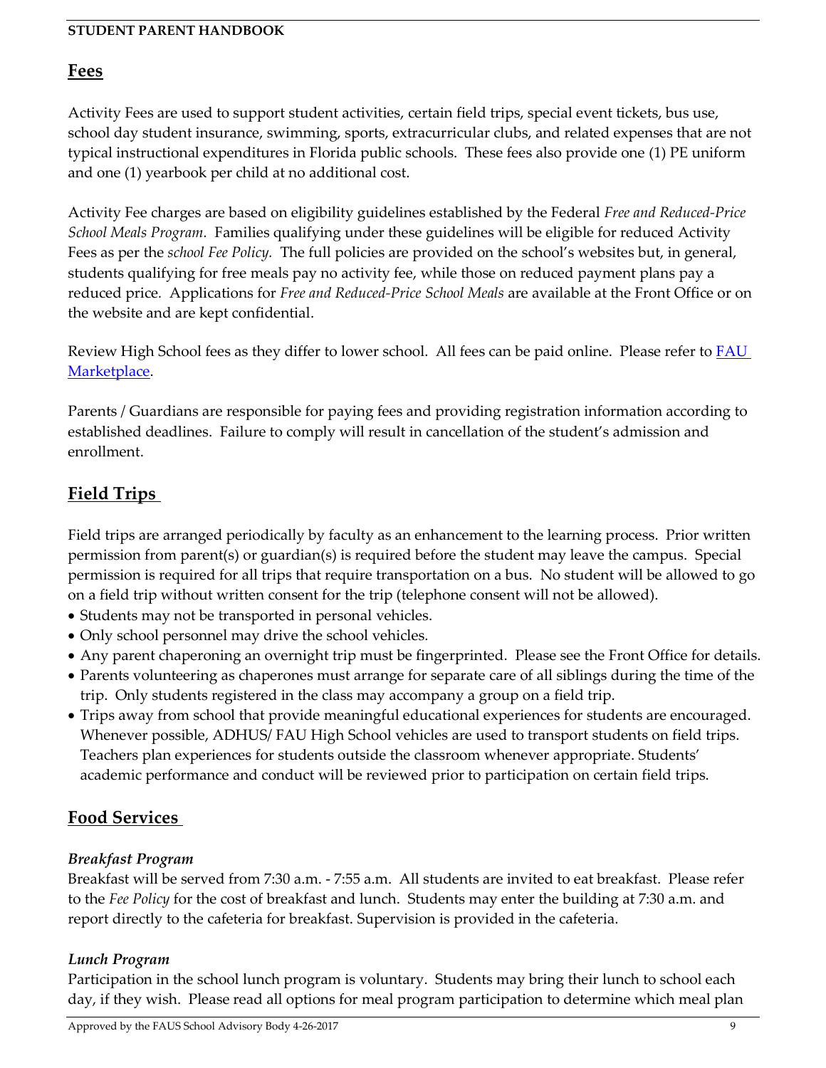## Fees

Activity Fees are used to support student activities, certain field trips, special event tickets, bus use, school day student insurance, swimming, sports, extracurricular clubs, and related expenses that are not typical instructional expenditures in Florida public schools. These fees also provide one (1) PE uniform and one (1) yearbook per child at no additional cost.

Activity Fee charges are based on eligibility guidelines established by the Federal *Free and Reduced-Price School Meals Program.* Families qualifying under these guidelines will be eligible for reduced Activity Fees as per the *school Fee Policy.* The full policies are provided on the school's websites but, in general, students qualifying for free meals pay no activity fee, while those on reduced payment plans pay a reduced price. Applications for *Free and Reduced-Price School Meals* are available at the Front Office or on the website and are kept confidential.

Review High School fees as they differ to lower school. All fees can be paid online. Please refer to [FAU Marketplace](FAU Marketplace).

Parents / Guardians are responsible for paying fees and providing registration information according to established deadlines. Failure to comply will result in cancellation of the student's admission and enrollment.

## Field Trips

Field trips are arranged periodically by faculty as an enhancement to the learning process. Prior written permission from parent(s) or guardian(s) is required before the student may leave the campus. Special permission is required for all trips that require transportation on a bus. No student will be allowed to go on a field trip without written consent for the trip (telephone consent will not be allowed).

- Students may not be transported in personal vehicles.
- Only school personnel may drive the school vehicles.
- Any parent chaperoning an overnight trip must be fingerprinted. Please see the Front Office for details.
- Parents volunteering as chaperones must arrange for separate care of all siblings during the time of the trip. Only students registered in the class may accompany a group on a field trip.
- Trips away from school that provide meaningful educational experiences for students are encouraged. Whenever possible, ADHUS/ FAU High School vehicles are used to transport students on field trips. Teachers plan experiences for students outside the classroom whenever appropriate. Students' academic performance and conduct will be reviewed prior to participation on certain field trips.

## Food Services

### *Breakfast Program*

Breakfast will be served from 7:30 a.m. - 7:55 a.m. All students are invited to eat breakfast. Please refer to the *Fee Policy* for the cost of breakfast and lunch. Students may enter the building at 7:30 a.m. and report directly to the cafeteria for breakfast. Supervision is provided in the cafeteria.

### *Lunch Program*

Participation in the school lunch program is voluntary. Students may bring their lunch to school each day, if they wish. Please read all options for meal program participation to determine which meal plan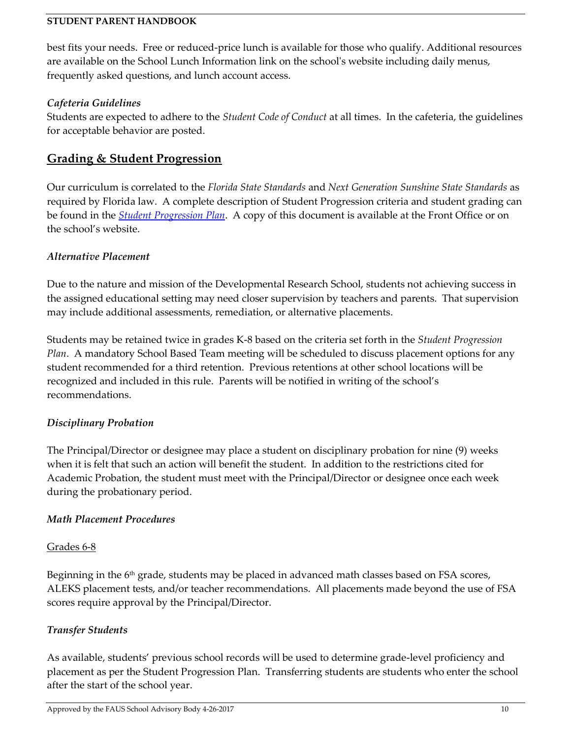best fits your needs. Free or reduced-price lunch is available for those who qualify. Additional resources are available on the School Lunch Information link on the school's website including daily menus, frequently asked questions, and lunch account access.

### *Cafeteria Guidelines*

Students are expected to adhere to the *Student Code of Conduct* at all times. In the cafeteria, the guidelines for acceptable behavior are posted.

## Grading & Student Progression

Our curriculum is correlated to the *Florida State Standards* and *Next Generation Sunshine State Standards* as required by Florida law. A complete description of Student Progression criteria and student grading can be found in the *Student Progression Plan*. A copy of this document is available at the Front Office or on the school's website.

### *Alternative Placement*

Due to the nature and mission of the Developmental Research School, students not achieving success in the assigned educational setting may need closer supervision by teachers and parents. That supervision may include additional assessments, remediation, or alternative placements.

Students may be retained twice in grades K-8 based on the criteria set forth in the *Student Progression Plan*. A mandatory School Based Team meeting will be scheduled to discuss placement options for any student recommended for a third retention. Previous retentions at other school locations will be recognized and included in this rule. Parents will be notified in writing of the school's recommendations.

### *Disciplinary Probation*

The Principal/Director or designee may place a student on disciplinary probation for nine (9) weeks when it is felt that such an action will benefit the student. In addition to the restrictions cited for Academic Probation, the student must meet with the Principal/Director or designee once each week during the probationary period.

### *Math Placement Procedures*

Grades 6-8

Beginning in the 6th grade, students may be placed in advanced math classes based on FSA scores, ALEKS placement tests, and/or teacher recommendations. All placements made beyond the use of FSA scores require approval by the Principal/Director.

### *Transfer Students*

As available, students' previous school records will be used to determine grade-level proficiency and placement as per the Student Progression Plan. Transferring students are students who enter the school after the start of the school year.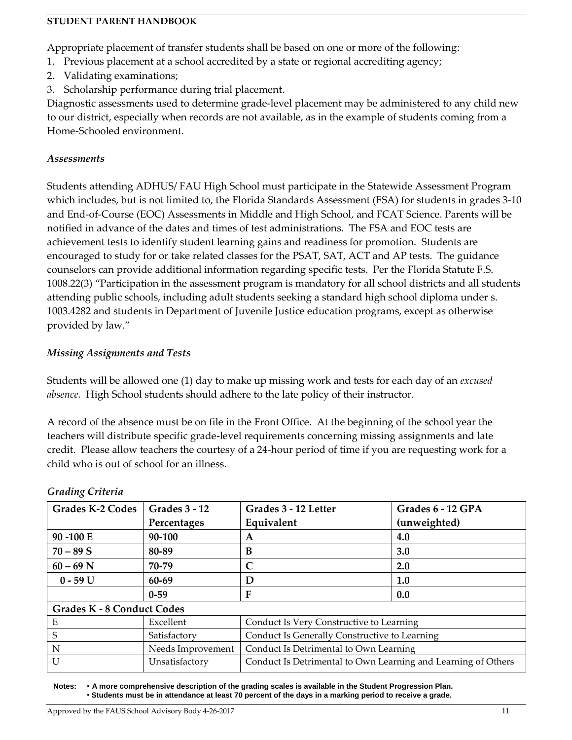Appropriate placement of transfer students shall be based on one or more of the following:

1. Previous placement at a school accredited by a state or regional accrediting agency;
2. Validating examinations;
3. Scholarship performance during trial placement.

Diagnostic assessments used to determine grade-level placement may be administered to any child new to our district, especially when records are not available, as in the example of students coming from a Home-Schooled environment.

### *Assessments*

Students attending ADHUS/ FAU High School must participate in the Statewide Assessment Program which includes, but is not limited to, the Florida Standards Assessment (FSA) for students in grades 3-10 and End-of-Course (EOC) Assessments in Middle and High School, and FCAT Science. Parents will be notified in advance of the dates and times of test administrations. The FSA and EOC tests are achievement tests to identify student learning gains and readiness for promotion. Students are encouraged to study for or take related classes for the PSAT, SAT, ACT and AP tests. The guidance counselors can provide additional information regarding specific tests. Per the Florida Statute F.S. 1008.22(3) "Participation in the assessment program is mandatory for all school districts and all students attending public schools, including adult students seeking a standard high school diploma under s. 1003.4282 and students in Department of Juvenile Justice education programs, except as otherwise provided by law."

### *Missing Assignments and Tests*

Students will be allowed one (1) day to make up missing work and tests for each day of an *excused absence.* High School students should adhere to the late policy of their instructor.

A record of the absence must be on file in the Front Office. At the beginning of the school year the teachers will distribute specific grade-level requirements concerning missing assignments and late credit. Please allow teachers the courtesy of a 24-hour period of time if you are requesting work for a child who is out of school for an illness.

### *Grading Criteria*

| Grades K-2 Codes | Grades 3 - 12 Percentages | Grades 3 - 12 Letter Equivalent | Grades 6 - 12 GPA (unweighted) |
|---|---|---|---|
| **90 -100 E** | **90-100** | **A** | **4.0** |
| **70 – 89 S** | **80-89** | **B** | **3.0** |
| **60 – 69 N** | **70-79** | **C** | **2.0** |
| **0 - 59 U** | **60-69** | **D** | **1.0** |
| | **0-59** | **F** | **0.0** |
| **Grades K - 8 Conduct Codes** | | | |
| E | Excellent | Conduct Is Very Constructive to Learning | |
| S | Satisfactory | Conduct Is Generally Constructive to Learning | |
| N | Needs Improvement | Conduct Is Detrimental to Own Learning | |
| U | Unsatisfactory | Conduct Is Detrimental to Own Learning and Learning of Others | |

**Notes:**
- **A more comprehensive description of the grading scales is available in the Student Progression Plan.**
- **Students must be in attendance at least 70 percent of the days in a marking period to receive a grade.**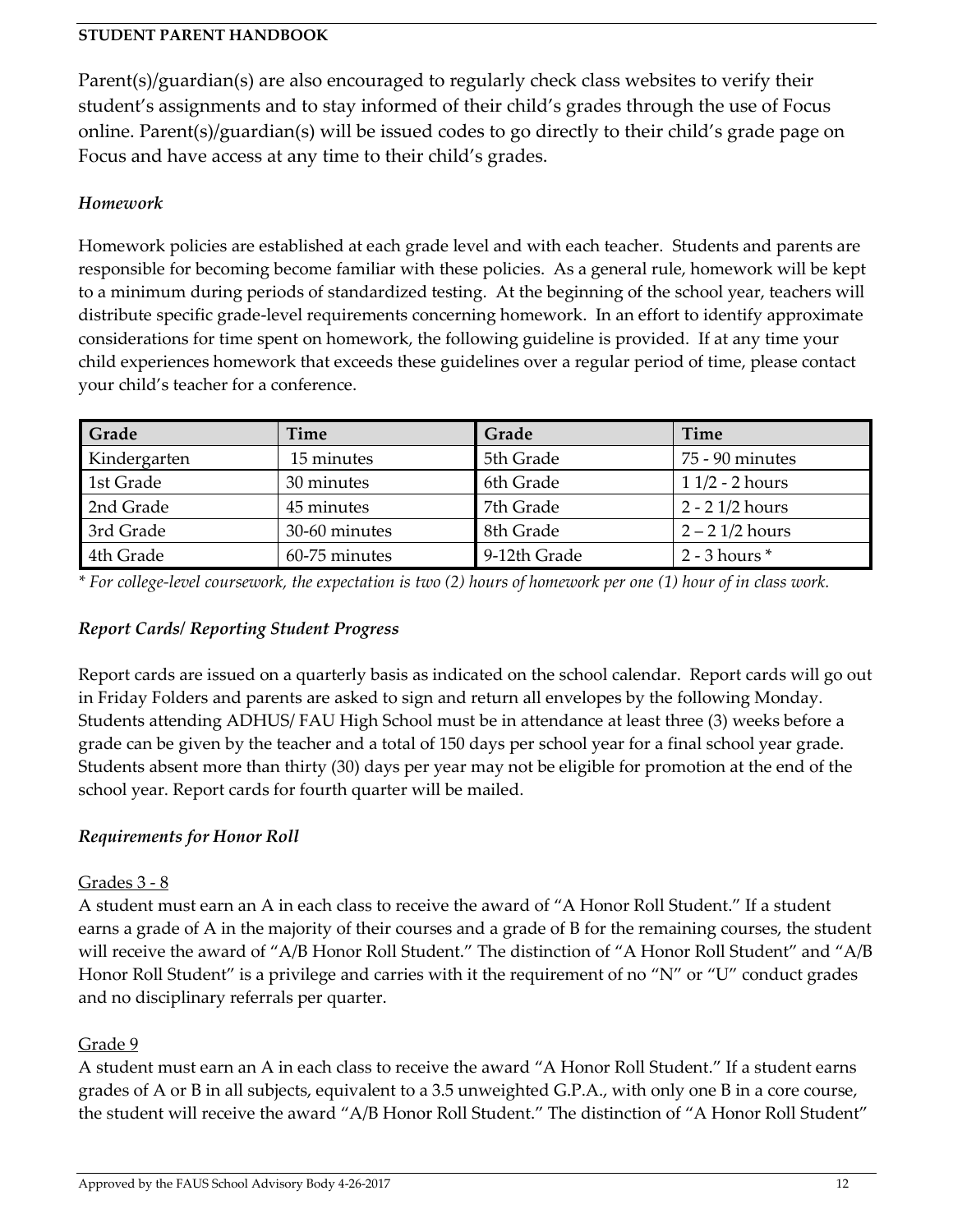Parent(s)/guardian(s) are also encouraged to regularly check class websites to verify their student's assignments and to stay informed of their child's grades through the use of Focus online. Parent(s)/guardian(s) will be issued codes to go directly to their child's grade page on Focus and have access at any time to their child's grades.

### *Homework*

Homework policies are established at each grade level and with each teacher. Students and parents are responsible for becoming become familiar with these policies. As a general rule, homework will be kept to a minimum during periods of standardized testing. At the beginning of the school year, teachers will distribute specific grade-level requirements concerning homework. In an effort to identify approximate considerations for time spent on homework, the following guideline is provided. If at any time your child experiences homework that exceeds these guidelines over a regular period of time, please contact your child's teacher for a conference.

| Grade | Time | Grade | Time |
|---|---|---|---|
| Kindergarten | 15 minutes | 5th Grade | 75 - 90 minutes |
| 1st Grade | 30 minutes | 6th Grade | 1 1/2 - 2 hours |
| 2nd Grade | 45 minutes | 7th Grade | 2 - 2 1/2 hours |
| 3rd Grade | 30-60 minutes | 8th Grade | 2 – 2 1/2 hours |
| 4th Grade | 60-75 minutes | 9-12th Grade | 2 - 3 hours * |

*\* For college-level coursework, the expectation is two (2) hours of homework per one (1) hour of in class work.*

### *Report Cards/ Reporting Student Progress*

Report cards are issued on a quarterly basis as indicated on the school calendar. Report cards will go out in Friday Folders and parents are asked to sign and return all envelopes by the following Monday. Students attending ADHUS/ FAU High School must be in attendance at least three (3) weeks before a grade can be given by the teacher and a total of 150 days per school year for a final school year grade. Students absent more than thirty (30) days per year may not be eligible for promotion at the end of the school year. Report cards for fourth quarter will be mailed.

### *Requirements for Honor Roll*

#### Grades 3 - 8

A student must earn an A in each class to receive the award of "A Honor Roll Student." If a student earns a grade of A in the majority of their courses and a grade of B for the remaining courses, the student will receive the award of "A/B Honor Roll Student." The distinction of "A Honor Roll Student" and "A/B Honor Roll Student" is a privilege and carries with it the requirement of no "N" or "U" conduct grades and no disciplinary referrals per quarter.

#### Grade 9

A student must earn an A in each class to receive the award "A Honor Roll Student." If a student earns grades of A or B in all subjects, equivalent to a 3.5 unweighted G.P.A., with only one B in a core course, the student will receive the award "A/B Honor Roll Student." The distinction of "A Honor Roll Student"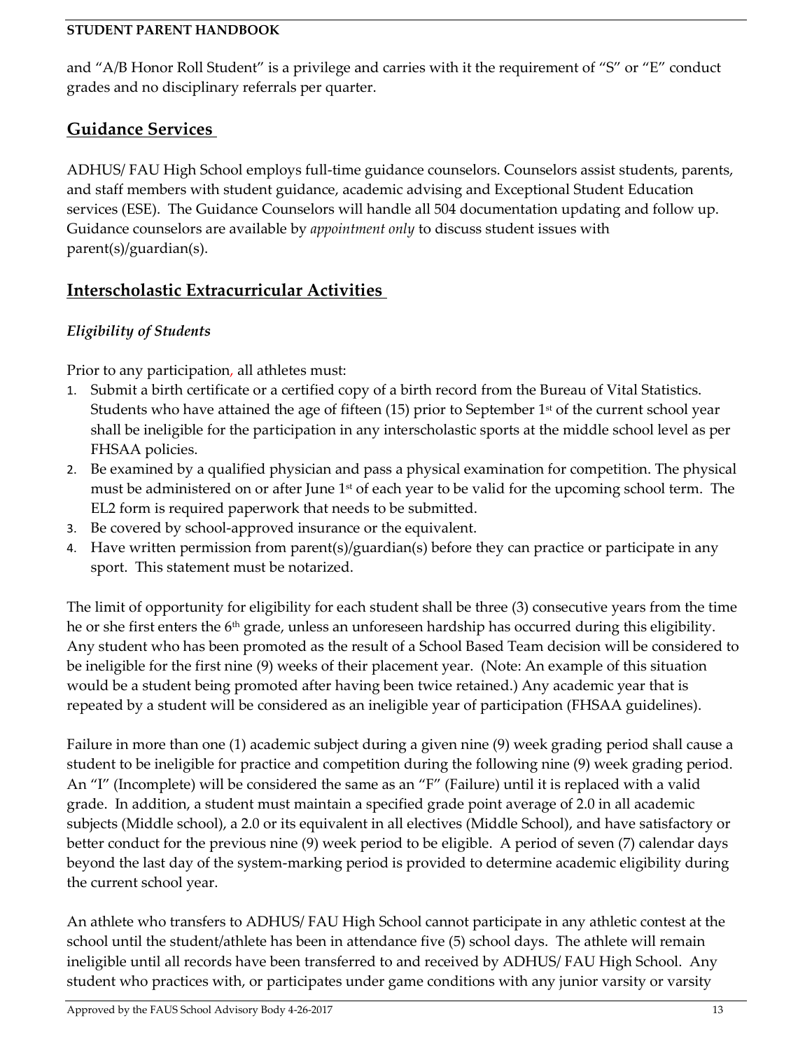and "A/B Honor Roll Student" is a privilege and carries with it the requirement of "S" or "E" conduct grades and no disciplinary referrals per quarter.

## Guidance Services

ADHUS/ FAU High School employs full-time guidance counselors. Counselors assist students, parents, and staff members with student guidance, academic advising and Exceptional Student Education services (ESE). The Guidance Counselors will handle all 504 documentation updating and follow up. Guidance counselors are available by *appointment only* to discuss student issues with parent(s)/guardian(s).

## Interscholastic Extracurricular Activities

### *Eligibility of Students*

Prior to any participation, all athletes must:

1. Submit a birth certificate or a certified copy of a birth record from the Bureau of Vital Statistics. Students who have attained the age of fifteen (15) prior to September 1st of the current school year shall be ineligible for the participation in any interscholastic sports at the middle school level as per FHSAA policies.
2. Be examined by a qualified physician and pass a physical examination for competition. The physical must be administered on or after June 1st of each year to be valid for the upcoming school term. The EL2 form is required paperwork that needs to be submitted.
3. Be covered by school-approved insurance or the equivalent.
4. Have written permission from parent(s)/guardian(s) before they can practice or participate in any sport. This statement must be notarized.

The limit of opportunity for eligibility for each student shall be three (3) consecutive years from the time he or she first enters the 6th grade, unless an unforeseen hardship has occurred during this eligibility. Any student who has been promoted as the result of a School Based Team decision will be considered to be ineligible for the first nine (9) weeks of their placement year. (Note: An example of this situation would be a student being promoted after having been twice retained.) Any academic year that is repeated by a student will be considered as an ineligible year of participation (FHSAA guidelines).

Failure in more than one (1) academic subject during a given nine (9) week grading period shall cause a student to be ineligible for practice and competition during the following nine (9) week grading period. An "I" (Incomplete) will be considered the same as an "F" (Failure) until it is replaced with a valid grade. In addition, a student must maintain a specified grade point average of 2.0 in all academic subjects (Middle school), a 2.0 or its equivalent in all electives (Middle School), and have satisfactory or better conduct for the previous nine (9) week period to be eligible. A period of seven (7) calendar days beyond the last day of the system-marking period is provided to determine academic eligibility during the current school year.

An athlete who transfers to ADHUS/ FAU High School cannot participate in any athletic contest at the school until the student/athlete has been in attendance five (5) school days. The athlete will remain ineligible until all records have been transferred to and received by ADHUS/ FAU High School. Any student who practices with, or participates under game conditions with any junior varsity or varsity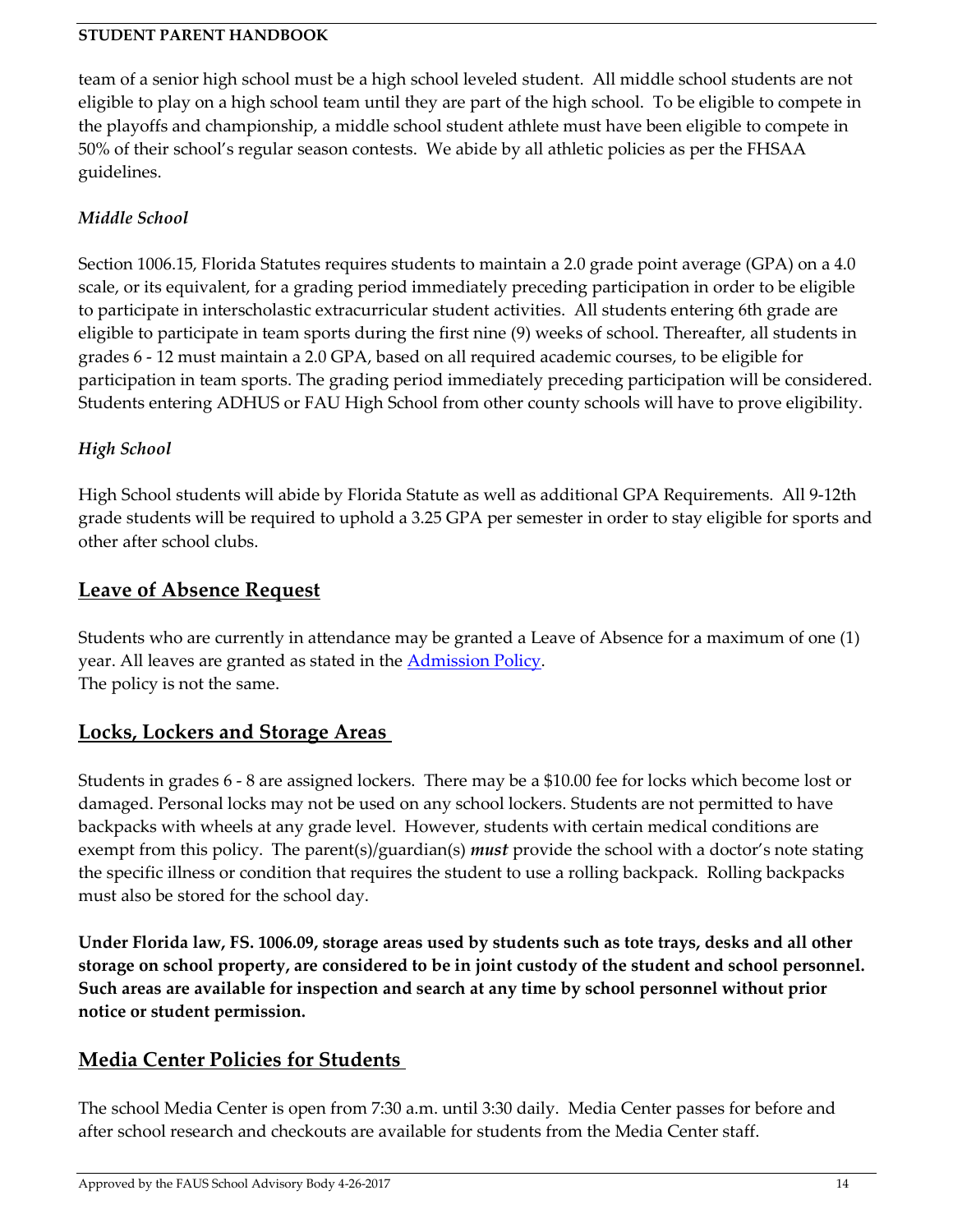team of a senior high school must be a high school leveled student. All middle school students are not eligible to play on a high school team until they are part of the high school. To be eligible to compete in the playoffs and championship, a middle school student athlete must have been eligible to compete in 50% of their school's regular season contests. We abide by all athletic policies as per the FHSAA guidelines.

*Middle School*

Section 1006.15, Florida Statutes requires students to maintain a 2.0 grade point average (GPA) on a 4.0 scale, or its equivalent, for a grading period immediately preceding participation in order to be eligible to participate in interscholastic extracurricular student activities. All students entering 6th grade are eligible to participate in team sports during the first nine (9) weeks of school. Thereafter, all students in grades 6 - 12 must maintain a 2.0 GPA, based on all required academic courses, to be eligible for participation in team sports. The grading period immediately preceding participation will be considered. Students entering ADHUS or FAU High School from other county schools will have to prove eligibility.

*High School*

High School students will abide by Florida Statute as well as additional GPA Requirements. All 9-12th grade students will be required to uphold a 3.25 GPA per semester in order to stay eligible for sports and other after school clubs.

## Leave of Absence Request

Students who are currently in attendance may be granted a Leave of Absence for a maximum of one (1) year. All leaves are granted as stated in the Admission Policy.
The policy is not the same.

## Locks, Lockers and Storage Areas

Students in grades 6 - 8 are assigned lockers. There may be a $10.00 fee for locks which become lost or damaged. Personal locks may not be used on any school lockers. Students are not permitted to have backpacks with wheels at any grade level. However, students with certain medical conditions are exempt from this policy. The parent(s)/guardian(s) ***must*** provide the school with a doctor's note stating the specific illness or condition that requires the student to use a rolling backpack. Rolling backpacks must also be stored for the school day.

**Under Florida law, FS. 1006.09, storage areas used by students such as tote trays, desks and all other storage on school property, are considered to be in joint custody of the student and school personnel. Such areas are available for inspection and search at any time by school personnel without prior notice or student permission.**

## Media Center Policies for Students

The school Media Center is open from 7:30 a.m. until 3:30 daily. Media Center passes for before and after school research and checkouts are available for students from the Media Center staff.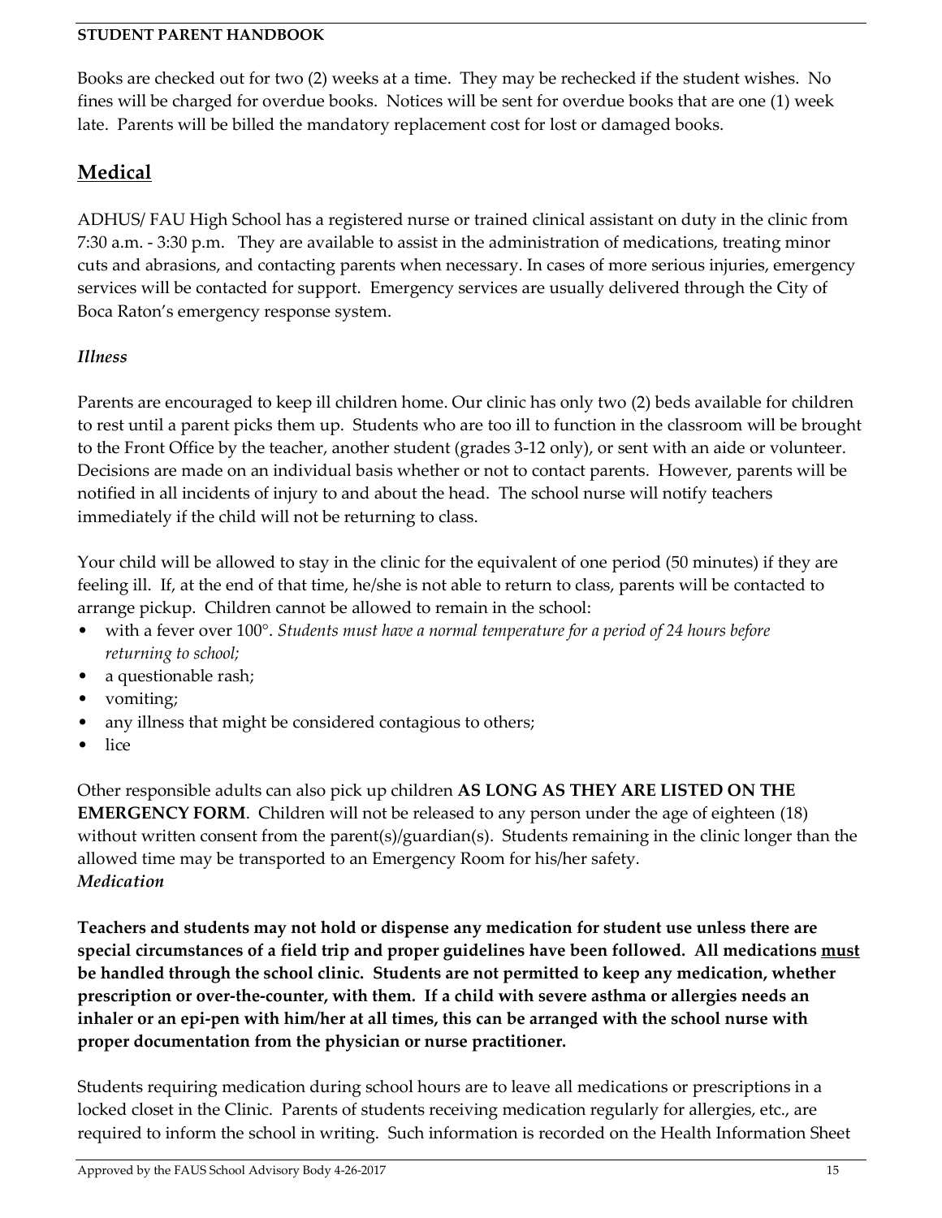Books are checked out for two (2) weeks at a time. They may be rechecked if the student wishes. No fines will be charged for overdue books. Notices will be sent for overdue books that are one (1) week late. Parents will be billed the mandatory replacement cost for lost or damaged books.

## Medical

ADHUS/ FAU High School has a registered nurse or trained clinical assistant on duty in the clinic from 7:30 a.m. - 3:30 p.m. They are available to assist in the administration of medications, treating minor cuts and abrasions, and contacting parents when necessary. In cases of more serious injuries, emergency services will be contacted for support. Emergency services are usually delivered through the City of Boca Raton's emergency response system.

### *Illness*

Parents are encouraged to keep ill children home. Our clinic has only two (2) beds available for children to rest until a parent picks them up. Students who are too ill to function in the classroom will be brought to the Front Office by the teacher, another student (grades 3-12 only), or sent with an aide or volunteer. Decisions are made on an individual basis whether or not to contact parents. However, parents will be notified in all incidents of injury to and about the head. The school nurse will notify teachers immediately if the child will not be returning to class.

Your child will be allowed to stay in the clinic for the equivalent of one period (50 minutes) if they are feeling ill. If, at the end of that time, he/she is not able to return to class, parents will be contacted to arrange pickup. Children cannot be allowed to remain in the school:

- with a fever over 100°. *Students must have a normal temperature for a period of 24 hours before returning to school;*
- a questionable rash;
- vomiting;
- any illness that might be considered contagious to others;
- lice

Other responsible adults can also pick up children **AS LONG AS THEY ARE LISTED ON THE EMERGENCY FORM**. Children will not be released to any person under the age of eighteen (18) without written consent from the parent(s)/guardian(s). Students remaining in the clinic longer than the allowed time may be transported to an Emergency Room for his/her safety.

### *Medication*

**Teachers and students may not hold or dispense any medication for student use unless there are special circumstances of a field trip and proper guidelines have been followed. All medications <u>must</u> be handled through the school clinic. Students are not permitted to keep any medication, whether prescription or over-the-counter, with them. If a child with severe asthma or allergies needs an inhaler or an epi-pen with him/her at all times, this can be arranged with the school nurse with proper documentation from the physician or nurse practitioner.**

Students requiring medication during school hours are to leave all medications or prescriptions in a locked closet in the Clinic. Parents of students receiving medication regularly for allergies, etc., are required to inform the school in writing. Such information is recorded on the Health Information Sheet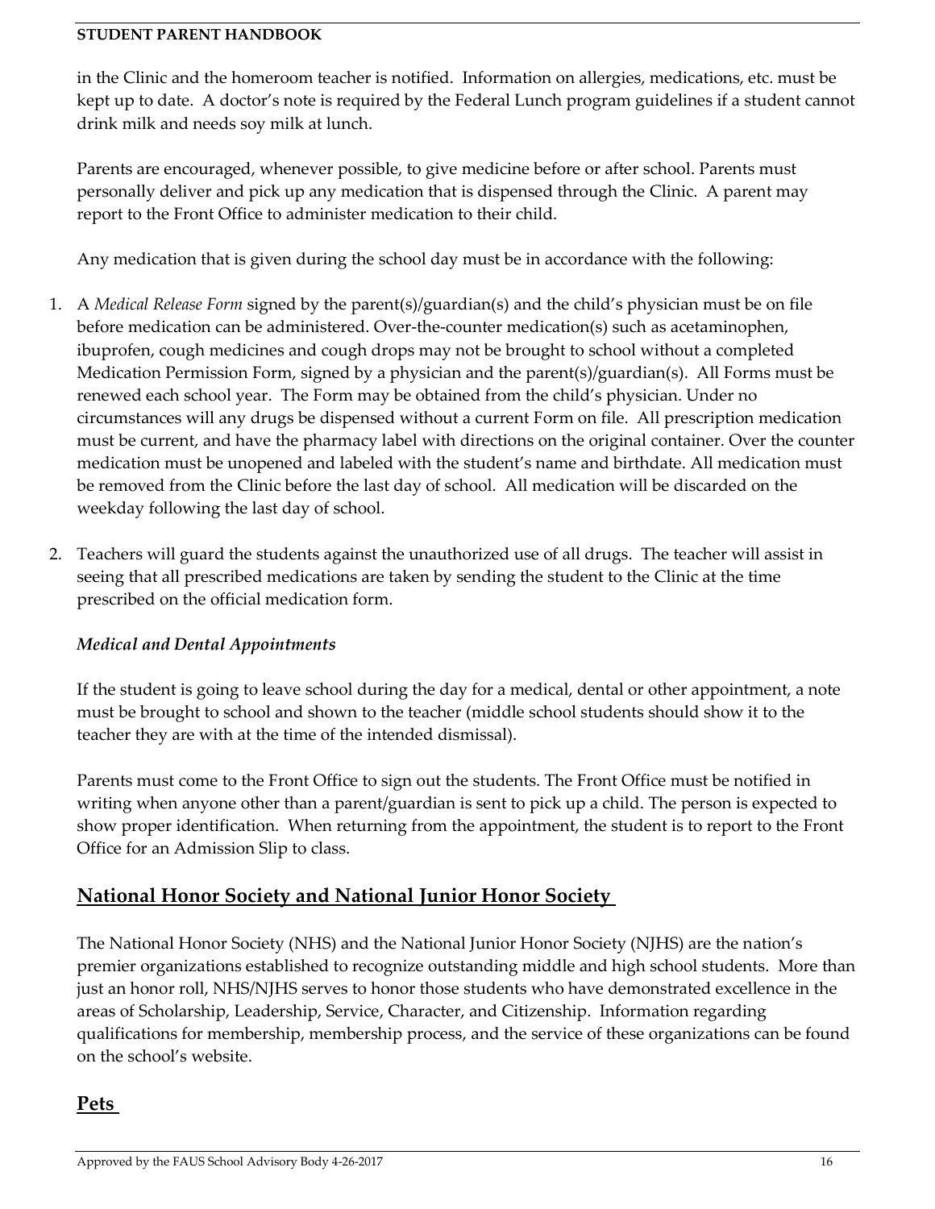in the Clinic and the homeroom teacher is notified. Information on allergies, medications, etc. must be kept up to date. A doctor's note is required by the Federal Lunch program guidelines if a student cannot drink milk and needs soy milk at lunch.

Parents are encouraged, whenever possible, to give medicine before or after school. Parents must personally deliver and pick up any medication that is dispensed through the Clinic. A parent may report to the Front Office to administer medication to their child.

Any medication that is given during the school day must be in accordance with the following:

1. A *Medical Release Form* signed by the parent(s)/guardian(s) and the child's physician must be on file before medication can be administered. Over-the-counter medication(s) such as acetaminophen, ibuprofen, cough medicines and cough drops may not be brought to school without a completed Medication Permission Form, signed by a physician and the parent(s)/guardian(s). All Forms must be renewed each school year. The Form may be obtained from the child's physician. Under no circumstances will any drugs be dispensed without a current Form on file. All prescription medication must be current, and have the pharmacy label with directions on the original container. Over the counter medication must be unopened and labeled with the student's name and birthdate. All medication must be removed from the Clinic before the last day of school. All medication will be discarded on the weekday following the last day of school.

2. Teachers will guard the students against the unauthorized use of all drugs. The teacher will assist in seeing that all prescribed medications are taken by sending the student to the Clinic at the time prescribed on the official medication form.

### *Medical and Dental Appointments*

If the student is going to leave school during the day for a medical, dental or other appointment, a note must be brought to school and shown to the teacher (middle school students should show it to the teacher they are with at the time of the intended dismissal).

Parents must come to the Front Office to sign out the students. The Front Office must be notified in writing when anyone other than a parent/guardian is sent to pick up a child. The person is expected to show proper identification. When returning from the appointment, the student is to report to the Front Office for an Admission Slip to class.

## National Honor Society and National Junior Honor Society

The National Honor Society (NHS) and the National Junior Honor Society (NJHS) are the nation's premier organizations established to recognize outstanding middle and high school students. More than just an honor roll, NHS/NJHS serves to honor those students who have demonstrated excellence in the areas of Scholarship, Leadership, Service, Character, and Citizenship. Information regarding qualifications for membership, membership process, and the service of these organizations can be found on the school's website.

## Pets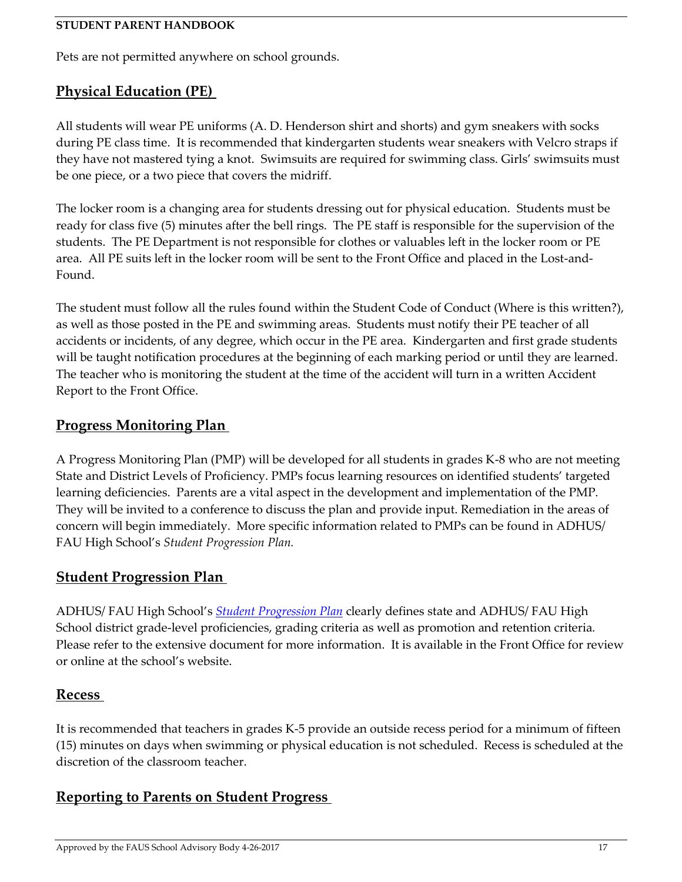Pets are not permitted anywhere on school grounds.

## Physical Education (PE)

All students will wear PE uniforms (A. D. Henderson shirt and shorts) and gym sneakers with socks during PE class time. It is recommended that kindergarten students wear sneakers with Velcro straps if they have not mastered tying a knot. Swimsuits are required for swimming class. Girls' swimsuits must be one piece, or a two piece that covers the midriff.

The locker room is a changing area for students dressing out for physical education. Students must be ready for class five (5) minutes after the bell rings. The PE staff is responsible for the supervision of the students. The PE Department is not responsible for clothes or valuables left in the locker room or PE area. All PE suits left in the locker room will be sent to the Front Office and placed in the Lost-and-Found.

The student must follow all the rules found within the Student Code of Conduct (Where is this written?), as well as those posted in the PE and swimming areas. Students must notify their PE teacher of all accidents or incidents, of any degree, which occur in the PE area. Kindergarten and first grade students will be taught notification procedures at the beginning of each marking period or until they are learned. The teacher who is monitoring the student at the time of the accident will turn in a written Accident Report to the Front Office.

## Progress Monitoring Plan

A Progress Monitoring Plan (PMP) will be developed for all students in grades K-8 who are not meeting State and District Levels of Proficiency. PMPs focus learning resources on identified students' targeted learning deficiencies. Parents are a vital aspect in the development and implementation of the PMP. They will be invited to a conference to discuss the plan and provide input. Remediation in the areas of concern will begin immediately. More specific information related to PMPs can be found in ADHUS/ FAU High School's *Student Progression Plan.*

## Student Progression Plan

ADHUS/ FAU High School's *Student Progression Plan* clearly defines state and ADHUS/ FAU High School district grade-level proficiencies, grading criteria as well as promotion and retention criteria. Please refer to the extensive document for more information. It is available in the Front Office for review or online at the school's website.

## Recess

It is recommended that teachers in grades K-5 provide an outside recess period for a minimum of fifteen (15) minutes on days when swimming or physical education is not scheduled. Recess is scheduled at the discretion of the classroom teacher.

## Reporting to Parents on Student Progress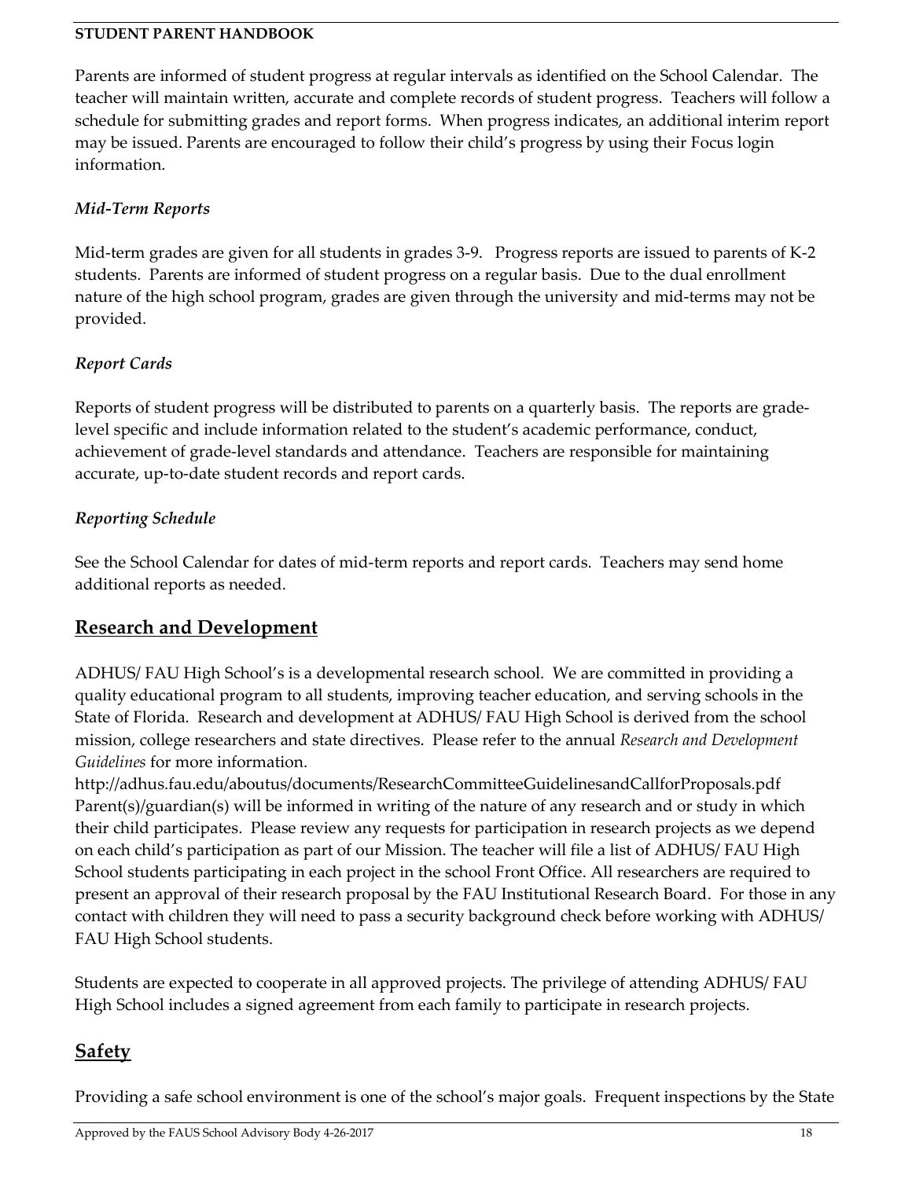Parents are informed of student progress at regular intervals as identified on the School Calendar. The teacher will maintain written, accurate and complete records of student progress. Teachers will follow a schedule for submitting grades and report forms. When progress indicates, an additional interim report may be issued. Parents are encouraged to follow their child's progress by using their Focus login information.

### *Mid-Term Reports*

Mid-term grades are given for all students in grades 3-9. Progress reports are issued to parents of K-2 students. Parents are informed of student progress on a regular basis. Due to the dual enrollment nature of the high school program, grades are given through the university and mid-terms may not be provided.

### *Report Cards*

Reports of student progress will be distributed to parents on a quarterly basis. The reports are grade-level specific and include information related to the student's academic performance, conduct, achievement of grade-level standards and attendance. Teachers are responsible for maintaining accurate, up-to-date student records and report cards.

### *Reporting Schedule*

See the School Calendar for dates of mid-term reports and report cards. Teachers may send home additional reports as needed.

## Research and Development

ADHUS/ FAU High School's is a developmental research school. We are committed in providing a quality educational program to all students, improving teacher education, and serving schools in the State of Florida. Research and development at ADHUS/ FAU High School is derived from the school mission, college researchers and state directives. Please refer to the annual *Research and Development Guidelines* for more information.
http://adhus.fau.edu/aboutus/documents/ResearchCommitteeGuidelinesandCallforProposals.pdf
Parent(s)/guardian(s) will be informed in writing of the nature of any research and or study in which their child participates. Please review any requests for participation in research projects as we depend on each child's participation as part of our Mission. The teacher will file a list of ADHUS/ FAU High School students participating in each project in the school Front Office. All researchers are required to present an approval of their research proposal by the FAU Institutional Research Board. For those in any contact with children they will need to pass a security background check before working with ADHUS/ FAU High School students.

Students are expected to cooperate in all approved projects. The privilege of attending ADHUS/ FAU High School includes a signed agreement from each family to participate in research projects.

## Safety

Providing a safe school environment is one of the school's major goals. Frequent inspections by the State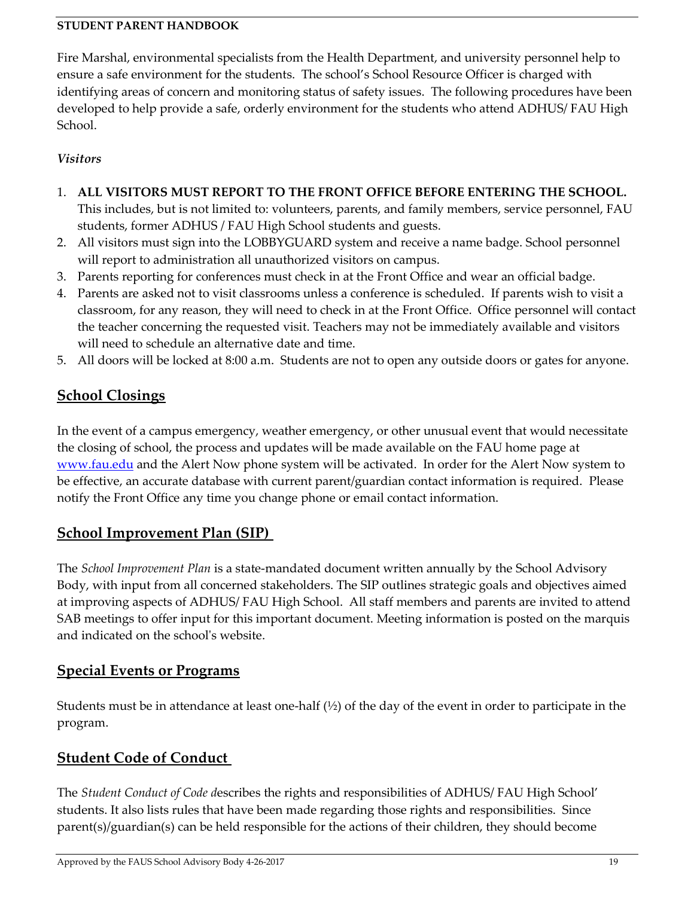Fire Marshal, environmental specialists from the Health Department, and university personnel help to ensure a safe environment for the students. The school's School Resource Officer is charged with identifying areas of concern and monitoring status of safety issues. The following procedures have been developed to help provide a safe, orderly environment for the students who attend ADHUS/ FAU High School.

*Visitors*

1. **ALL VISITORS MUST REPORT TO THE FRONT OFFICE BEFORE ENTERING THE SCHOOL.** This includes, but is not limited to: volunteers, parents, and family members, service personnel, FAU students, former ADHUS / FAU High School students and guests.
2. All visitors must sign into the LOBBYGUARD system and receive a name badge. School personnel will report to administration all unauthorized visitors on campus.
3. Parents reporting for conferences must check in at the Front Office and wear an official badge.
4. Parents are asked not to visit classrooms unless a conference is scheduled. If parents wish to visit a classroom, for any reason, they will need to check in at the Front Office. Office personnel will contact the teacher concerning the requested visit. Teachers may not be immediately available and visitors will need to schedule an alternative date and time.
5. All doors will be locked at 8:00 a.m. Students are not to open any outside doors or gates for anyone.

## School Closings

In the event of a campus emergency, weather emergency, or other unusual event that would necessitate the closing of school, the process and updates will be made available on the FAU home page at [www.fau.edu](www.fau.edu) and the Alert Now phone system will be activated. In order for the Alert Now system to be effective, an accurate database with current parent/guardian contact information is required. Please notify the Front Office any time you change phone or email contact information.

## School Improvement Plan (SIP)

The *School Improvement Plan* is a state-mandated document written annually by the School Advisory Body, with input from all concerned stakeholders. The SIP outlines strategic goals and objectives aimed at improving aspects of ADHUS/ FAU High School. All staff members and parents are invited to attend SAB meetings to offer input for this important document. Meeting information is posted on the marquis and indicated on the school's website.

## Special Events or Programs

Students must be in attendance at least one-half (½) of the day of the event in order to participate in the program.

## Student Code of Conduct

The *Student Conduct of Code d*escribes the rights and responsibilities of ADHUS/ FAU High School' students. It also lists rules that have been made regarding those rights and responsibilities. Since parent(s)/guardian(s) can be held responsible for the actions of their children, they should become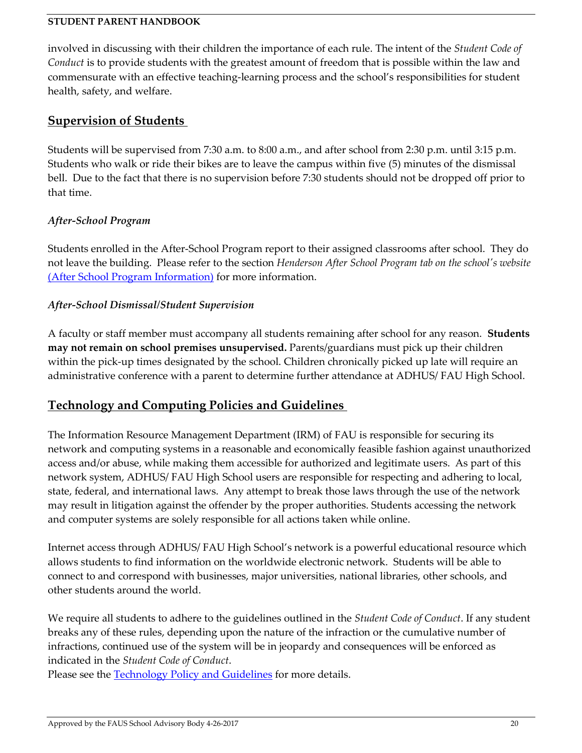involved in discussing with their children the importance of each rule. The intent of the *Student Code of Conduct* is to provide students with the greatest amount of freedom that is possible within the law and commensurate with an effective teaching-learning process and the school's responsibilities for student health, safety, and welfare.

## Supervision of Students

Students will be supervised from 7:30 a.m. to 8:00 a.m., and after school from 2:30 p.m. until 3:15 p.m. Students who walk or ride their bikes are to leave the campus within five (5) minutes of the dismissal bell. Due to the fact that there is no supervision before 7:30 students should not be dropped off prior to that time.

### *After-School Program*

Students enrolled in the After-School Program report to their assigned classrooms after school. They do not leave the building. Please refer to the section *Henderson After School Program tab on the school's website* (After School Program Information) for more information.

### *After-School Dismissal/Student Supervision*

A faculty or staff member must accompany all students remaining after school for any reason. **Students may not remain on school premises unsupervised.** Parents/guardians must pick up their children within the pick-up times designated by the school. Children chronically picked up late will require an administrative conference with a parent to determine further attendance at ADHUS/ FAU High School.

## Technology and Computing Policies and Guidelines

The Information Resource Management Department (IRM) of FAU is responsible for securing its network and computing systems in a reasonable and economically feasible fashion against unauthorized access and/or abuse, while making them accessible for authorized and legitimate users. As part of this network system, ADHUS/ FAU High School users are responsible for respecting and adhering to local, state, federal, and international laws. Any attempt to break those laws through the use of the network may result in litigation against the offender by the proper authorities. Students accessing the network and computer systems are solely responsible for all actions taken while online.

Internet access through ADHUS/ FAU High School's network is a powerful educational resource which allows students to find information on the worldwide electronic network. Students will be able to connect to and correspond with businesses, major universities, national libraries, other schools, and other students around the world.

We require all students to adhere to the guidelines outlined in the *Student Code of Conduct*. If any student breaks any of these rules, depending upon the nature of the infraction or the cumulative number of infractions, continued use of the system will be in jeopardy and consequences will be enforced as indicated in the *Student Code of Conduct*.
Please see the Technology Policy and Guidelines for more details.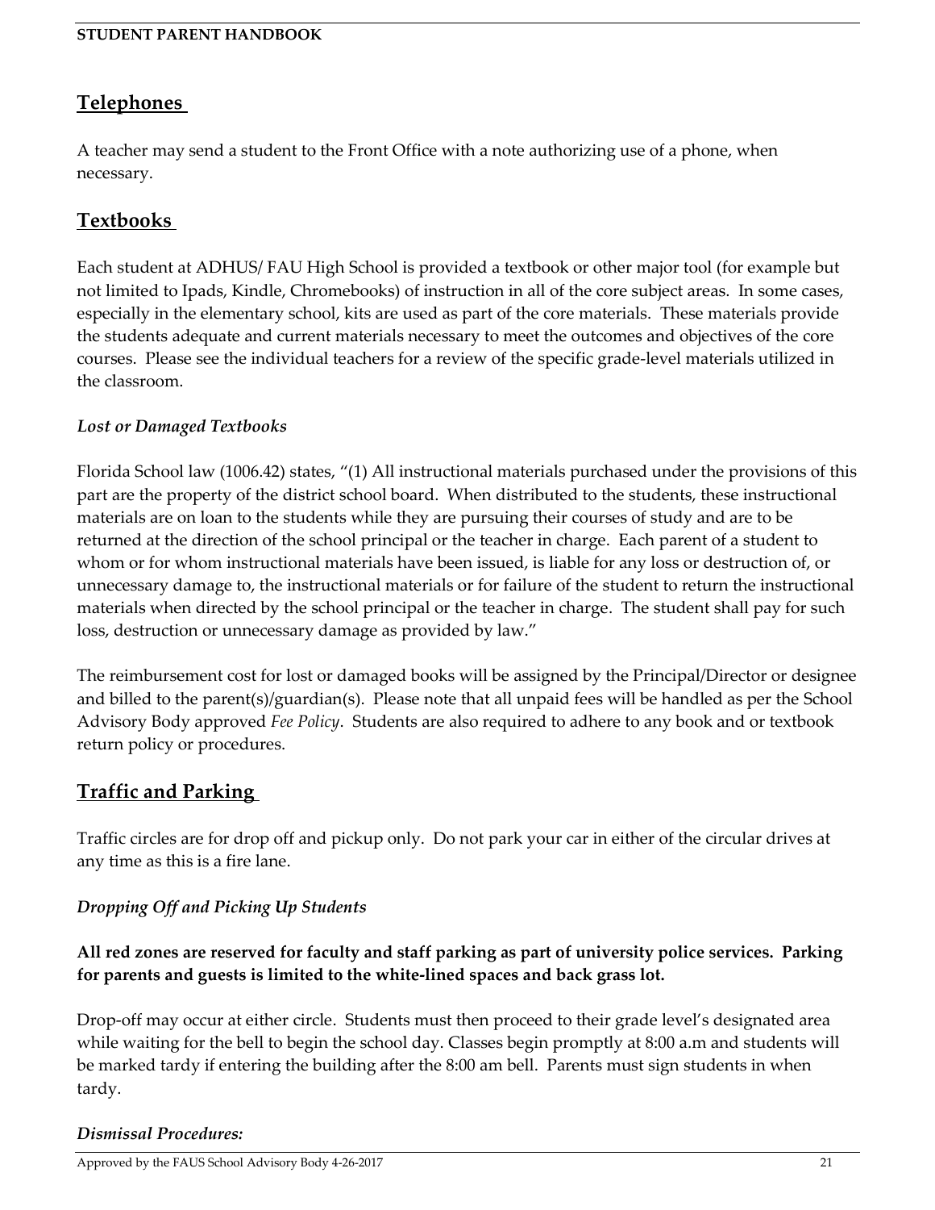## Telephones

A teacher may send a student to the Front Office with a note authorizing use of a phone, when necessary.

## Textbooks

Each student at ADHUS/ FAU High School is provided a textbook or other major tool (for example but not limited to Ipads, Kindle, Chromebooks) of instruction in all of the core subject areas. In some cases, especially in the elementary school, kits are used as part of the core materials. These materials provide the students adequate and current materials necessary to meet the outcomes and objectives of the core courses. Please see the individual teachers for a review of the specific grade-level materials utilized in the classroom.

### *Lost or Damaged Textbooks*

Florida School law (1006.42) states, "(1) All instructional materials purchased under the provisions of this part are the property of the district school board. When distributed to the students, these instructional materials are on loan to the students while they are pursuing their courses of study and are to be returned at the direction of the school principal or the teacher in charge. Each parent of a student to whom or for whom instructional materials have been issued, is liable for any loss or destruction of, or unnecessary damage to, the instructional materials or for failure of the student to return the instructional materials when directed by the school principal or the teacher in charge. The student shall pay for such loss, destruction or unnecessary damage as provided by law."

The reimbursement cost for lost or damaged books will be assigned by the Principal/Director or designee and billed to the parent(s)/guardian(s). Please note that all unpaid fees will be handled as per the School Advisory Body approved *Fee Policy*. Students are also required to adhere to any book and or textbook return policy or procedures.

## Traffic and Parking

Traffic circles are for drop off and pickup only. Do not park your car in either of the circular drives at any time as this is a fire lane.

### *Dropping Off and Picking Up Students*

**All red zones are reserved for faculty and staff parking as part of university police services. Parking for parents and guests is limited to the white-lined spaces and back grass lot.**

Drop-off may occur at either circle. Students must then proceed to their grade level's designated area while waiting for the bell to begin the school day. Classes begin promptly at 8:00 a.m and students will be marked tardy if entering the building after the 8:00 am bell. Parents must sign students in when tardy.

### *Dismissal Procedures:*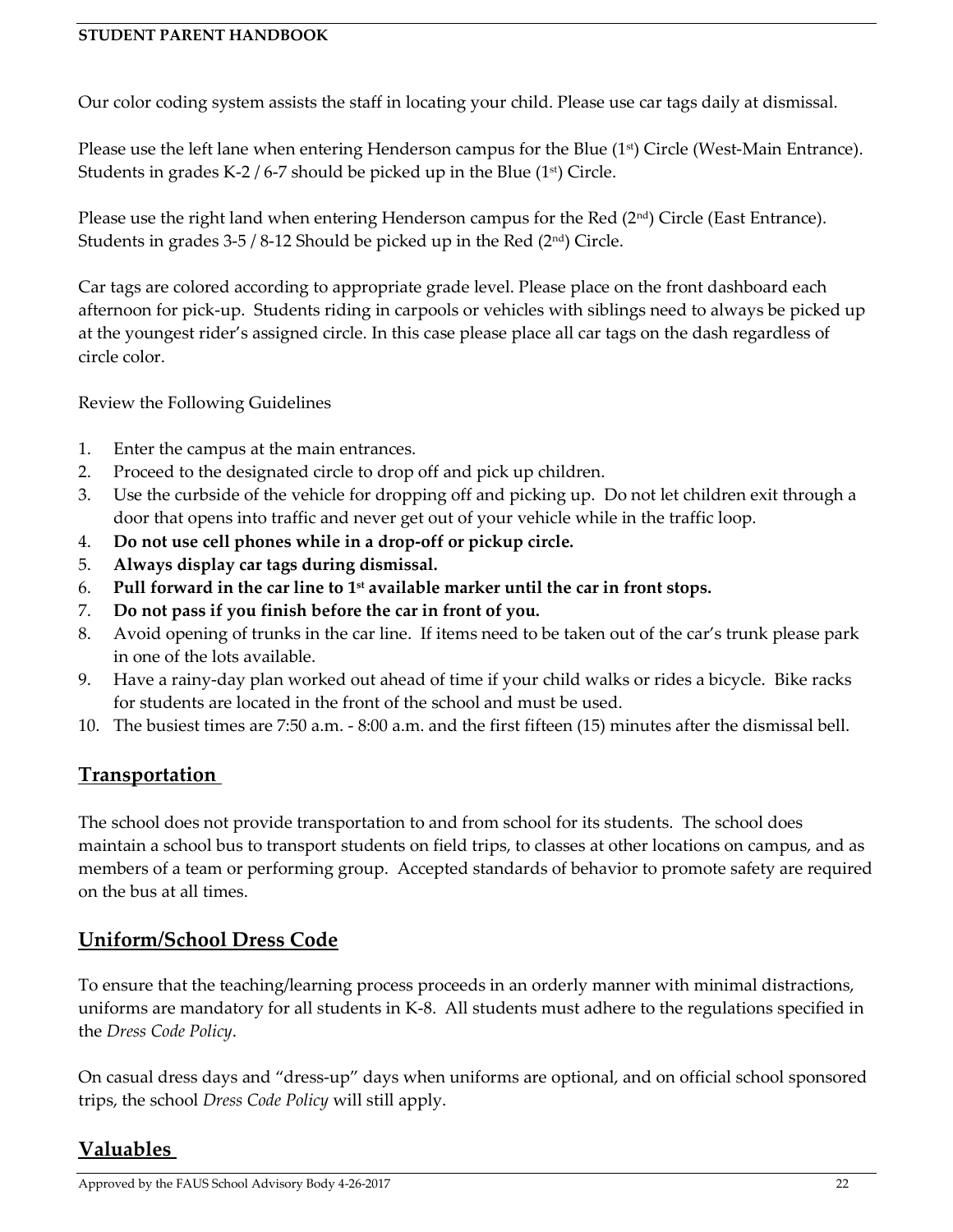Our color coding system assists the staff in locating your child. Please use car tags daily at dismissal.

Please use the left lane when entering Henderson campus for the Blue (1st) Circle (West-Main Entrance). Students in grades K-2 / 6-7 should be picked up in the Blue (1st) Circle.

Please use the right land when entering Henderson campus for the Red (2nd) Circle (East Entrance). Students in grades 3-5 / 8-12 Should be picked up in the Red (2nd) Circle.

Car tags are colored according to appropriate grade level. Please place on the front dashboard each afternoon for pick-up. Students riding in carpools or vehicles with siblings need to always be picked up at the youngest rider's assigned circle. In this case please place all car tags on the dash regardless of circle color.

Review the Following Guidelines

1. Enter the campus at the main entrances.
2. Proceed to the designated circle to drop off and pick up children.
3. Use the curbside of the vehicle for dropping off and picking up. Do not let children exit through a door that opens into traffic and never get out of your vehicle while in the traffic loop.
4. **Do not use cell phones while in a drop-off or pickup circle.**
5. **Always display car tags during dismissal.**
6. **Pull forward in the car line to 1st available marker until the car in front stops.**
7. **Do not pass if you finish before the car in front of you.**
8. Avoid opening of trunks in the car line. If items need to be taken out of the car's trunk please park in one of the lots available.
9. Have a rainy-day plan worked out ahead of time if your child walks or rides a bicycle. Bike racks for students are located in the front of the school and must be used.
10. The busiest times are 7:50 a.m. - 8:00 a.m. and the first fifteen (15) minutes after the dismissal bell.

## Transportation

The school does not provide transportation to and from school for its students. The school does maintain a school bus to transport students on field trips, to classes at other locations on campus, and as members of a team or performing group. Accepted standards of behavior to promote safety are required on the bus at all times.

## Uniform/School Dress Code

To ensure that the teaching/learning process proceeds in an orderly manner with minimal distractions, uniforms are mandatory for all students in K-8. All students must adhere to the regulations specified in the *Dress Code Policy*.

On casual dress days and "dress-up" days when uniforms are optional, and on official school sponsored trips, the school *Dress Code Policy* will still apply.

## Valuables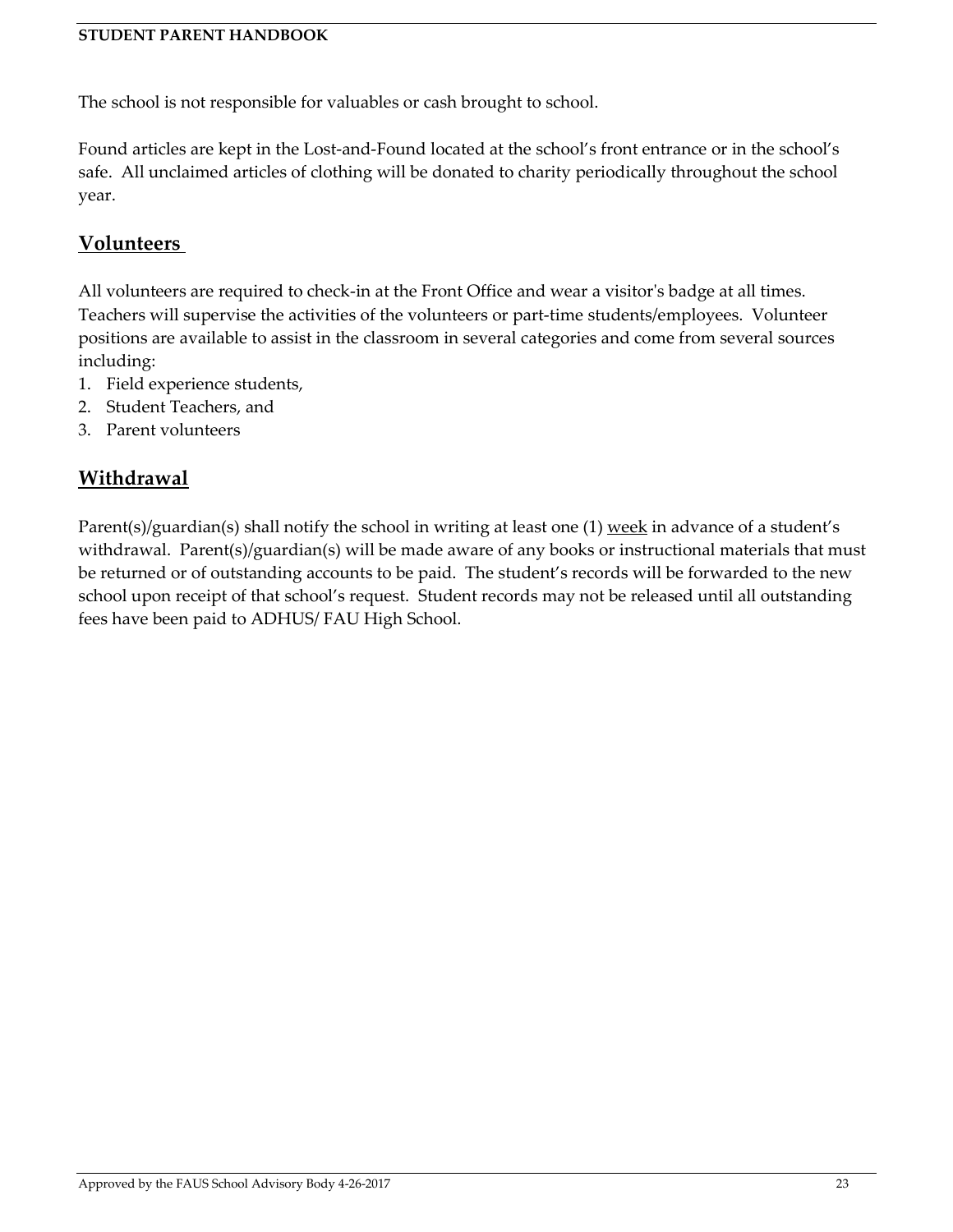The school is not responsible for valuables or cash brought to school.

Found articles are kept in the Lost-and-Found located at the school's front entrance or in the school's safe. All unclaimed articles of clothing will be donated to charity periodically throughout the school year.

## Volunteers

All volunteers are required to check-in at the Front Office and wear a visitor's badge at all times. Teachers will supervise the activities of the volunteers or part-time students/employees. Volunteer positions are available to assist in the classroom in several categories and come from several sources including:

1. Field experience students,
2. Student Teachers, and
3. Parent volunteers

## Withdrawal

Parent(s)/guardian(s) shall notify the school in writing at least one (1) week in advance of a student's withdrawal. Parent(s)/guardian(s) will be made aware of any books or instructional materials that must be returned or of outstanding accounts to be paid. The student's records will be forwarded to the new school upon receipt of that school's request. Student records may not be released until all outstanding fees have been paid to ADHUS/ FAU High School.